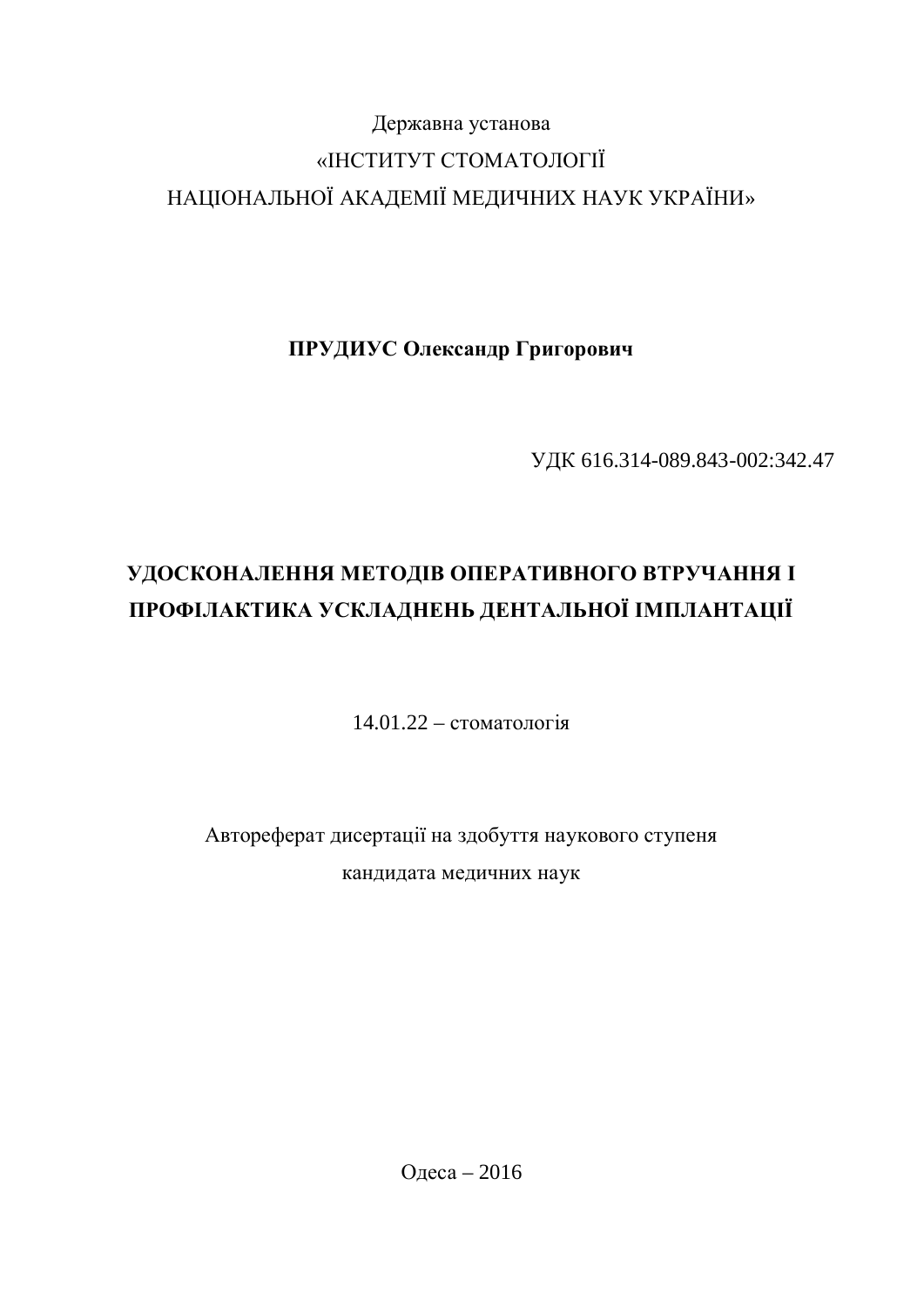Державна установа

«ІНСТИТУТ СТОМАТОЛОГІЇ

НАЦІОНАЛЬНОЇ АКАДЕМІЇ МЕДИЧНИХ НАУК УКРАЇНИ»

**ПРУДИУС Олександр Григорович**

УДК 616.314-089.843-002:342.47

# УДОСКОНАЛЕННЯ МЕТОДІВ ОПЕРАТИВНОГО ВТРУЧАННЯ І ПРОФІЛАКТИКА УСКЛАДНЕНЬ ДЕНТАЛЬНОЇ ІМПЛАНТАЦІЇ

14.01.22 – стоматологія

Автореферат дисертації на здобуття наукового ступеня

кандидата медичних наук

Одеса – 2016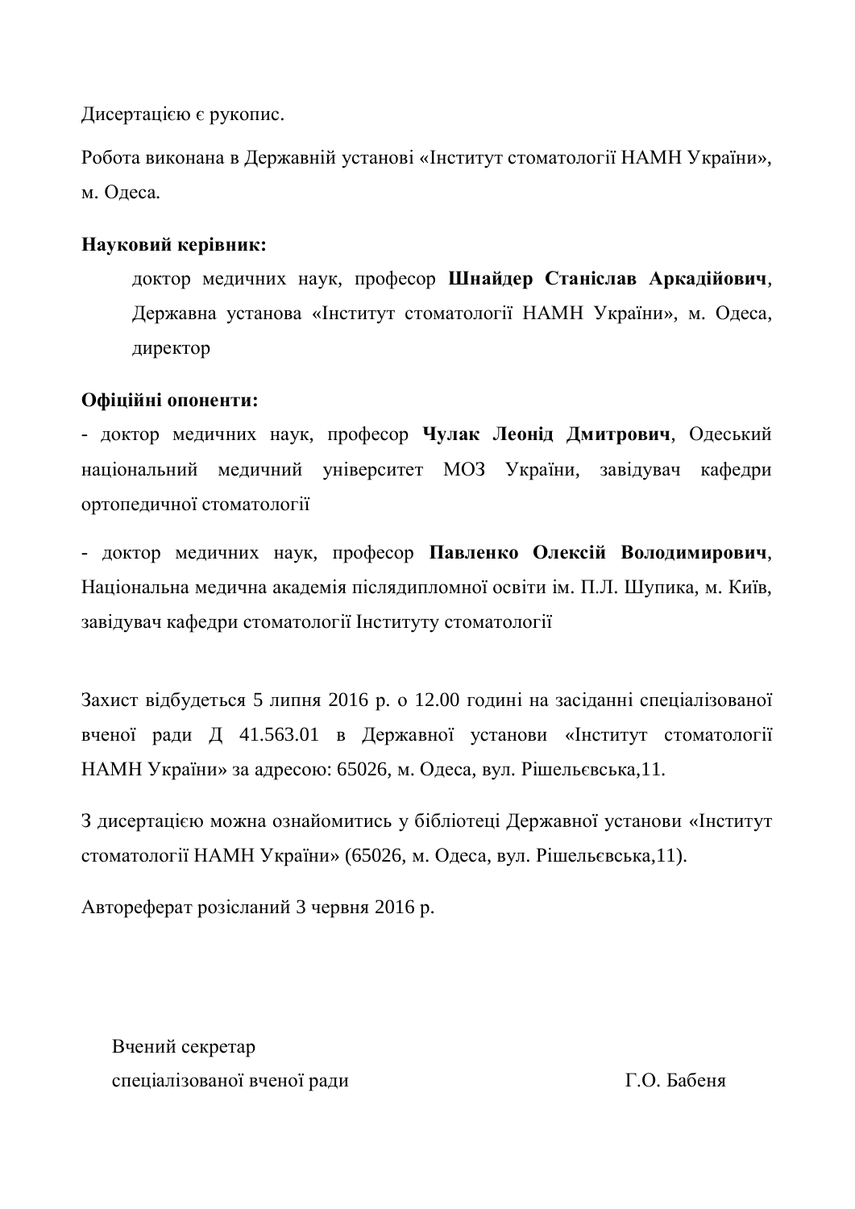Дисертацією є рукопис.

Робота виконана в Державній установі «Інститут стоматології НАМН України», м. Одеса.

**Науковий керівник:**

доктор медичних наук, професор **Шнайдер Станіслав Аркадійович**, Державна установа «Інститут стоматології НАМН України», м. Одеса, директор

**Офіційні опоненти:**

- доктор медичних наук, професор **Чулак Леонід Дмитрович**, Одеський національний медичний університет МОЗ України, завідувач кафедри ортопедичної стоматології

- доктор медичних наук, професор **Павленко Олексій Володимирович**, Національна медична академія післядипломної освіти ім. П.Л. Шупика, м. Київ, завідувач кафедри стоматології Інституту стоматології

Захист відбудеться 5 липня 2016 р. о 12.00 годині на засіданні спеціалізованої вченої ради Д 41.563.01 в Державної установи «Інститут стоматології НАМН України» за адресою: 65026, м. Одеса, вул. Рішельєвська,11.

З дисертацією можна ознайомитись у бібліотеці Державної установи «Інститут стоматології НАМН України» (65026, м. Одеса, вул. Рішельєвська,11).

Автореферат розісланий 3 червня 2016 р.

Вчений секретар
спеціалізованої вченої ради Г.О. Бабеня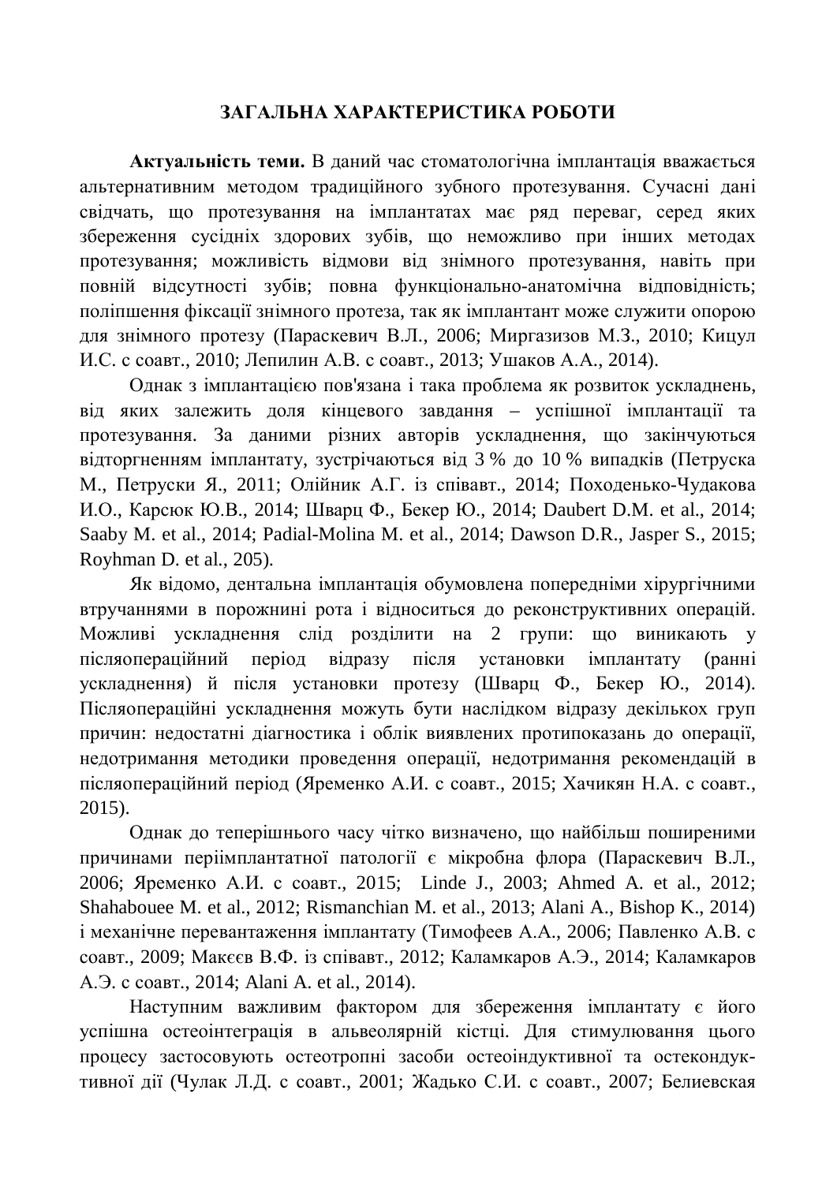## ЗАГАЛЬНА ХАРАКТЕРИСТИКА РОБОТИ

**Актуальність теми.** В даний час стоматологічна імплантація вважається альтернативним методом традиційного зубного протезування. Сучасні дані свідчать, що протезування на імплантатах має ряд переваг, серед яких збереження сусідніх здорових зубів, що неможливо при інших методах протезування; можливість відмови від знімного протезування, навіть при повній відсутності зубів; повна функціонально-анатомічна відповідність; поліпшення фіксації знімного протеза, так як імплантант може служити опорою для знімного протезу (Параскевич В.Л., 2006; Миргазизов М.З., 2010; Кицул И.С. с соавт., 2010; Лепилин А.В. с соавт., 2013; Ушаков А.А., 2014).

Однак з імплантацією пов'язана і така проблема як розвиток ускладнень, від яких залежить доля кінцевого завдання – успішної імплантації та протезування. За даними різних авторів ускладнення, що закінчуються відторгненням імплантату, зустрічаються від 3 % до 10 % випадків (Петруска М., Петруски Я., 2011; Олійник А.Г. із співавт., 2014; Походенько-Чудакова И.О., Карсюк Ю.В., 2014; Шварц Ф., Бекер Ю., 2014; Daubert D.M. et al., 2014; Saaby M. et al., 2014; Padial-Molina M. et al., 2014; Dawson D.R., Jasper S., 2015; Royhman D. et al., 205).

Як відомо, дентальна імплантація обумовлена попередніми хірургічними втручаннями в порожнині рота і відноситься до реконструктивних операцій. Можливі ускладнення слід розділити на 2 групи: що виникають у післяопераційний період відразу після установки імплантату (ранні ускладнення) й після установки протезу (Шварц Ф., Бекер Ю., 2014). Післяопераційні ускладнення можуть бути наслідком відразу декількох груп причин: недостатні діагностика і облік виявлених протипоказань до операції, недотримання методики проведення операції, недотримання рекомендацій в післяопераційний період (Яременко А.И. с соавт., 2015; Хачикян Н.А. с соавт., 2015).

Однак до теперішнього часу чітко визначено, що найбільш поширеними причинами періімплантатної патології є мікробна флора (Параскевич В.Л., 2006; Яременко А.И. с соавт., 2015; Linde J., 2003; Ahmed A. et al., 2012; Shahabouee M. et al., 2012; Rismanchian M. et al., 2013; Alani A., Bishop K., 2014) і механічне перевантаження імплантату (Тимофеев А.А., 2006; Павленко А.В. с соавт., 2009; Макєєв В.Ф. із співавт., 2012; Каламкаров А.Э., 2014; Каламкаров А.Э. с соавт., 2014; Alani A. et al., 2014).

Наступним важливим фактором для збереження імплантату є його успішна остеоінтеграція в альвеолярній кістці. Для стимулювання цього процесу застосовують остеотропні засоби остеоіндуктивної та остекондуктивної дії (Чулак Л.Д. с соавт., 2001; Жадько С.И. с соавт., 2007; Белиевская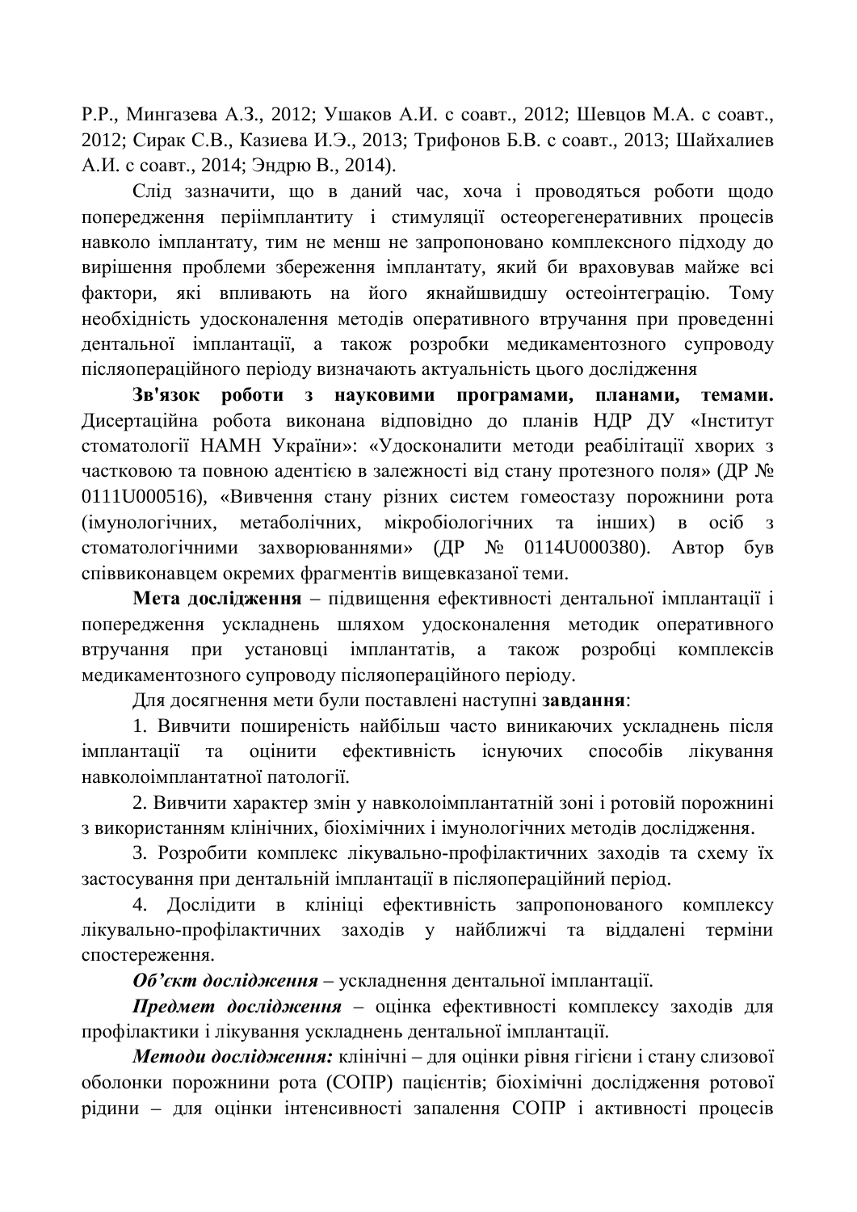Р.Р., Мингазева А.З., 2012; Ушаков А.И. с соавт., 2012; Шевцов М.А. с соавт., 2012; Сирак С.В., Казиева И.Э., 2013; Трифонов Б.В. с соавт., 2013; Шайхалиев А.И. с соавт., 2014; Эндрю В., 2014).

Слід зазначити, що в даний час, хоча і проводяться роботи щодо попередження періімплантиту і стимуляції остеорегенеративних процесів навколо імплантату, тим не менш не запропоновано комплексного підходу до вирішення проблеми збереження імплантату, який би враховував майже всі фактори, які впливають на його якнайшвидшу остеоінтеграцію. Тому необхідність удосконалення методів оперативного втручання при проведенні дентальної імплантації, а також розробки медикаментозного супроводу післяопераційного періоду визначають актуальність цього дослідження

**Зв'язок роботи з науковими програмами, планами, темами.** Дисертаційна робота виконана відповідно до планів НДР ДУ «Інститут стоматології НАМН України»: «Удосконалити методи реабілітації хворих з частковою та повною адентією в залежності від стану протезного поля» (ДР № 0111U000516), «Вивчення стану різних систем гомеостазу порожнини рота (імунологічних, метаболічних, мікробіологічних та інших) в осіб з стоматологічними захворюваннями» (ДР № 0114U000380). Автор був співвиконавцем окремих фрагментів вищевказаної теми.

**Мета дослідження** – підвищення ефективності дентальної імплантації і попередження ускладнень шляхом удосконалення методик оперативного втручання при установці імплантатів, а також розробці комплексів медикаментозного супроводу післяопераційного періоду.

Для досягнення мети були поставлені наступні **завдання**:

1. Вивчити поширеність найбільш часто виникаючих ускладнень після імплантації та оцінити ефективність існуючих способів лікування навколоімплантатної патології.

2. Вивчити характер змін у навколоімплантатній зоні і ротовій порожнині з використанням клінічних, біохімічних і імунологічних методів дослідження.

3. Розробити комплекс лікувально-профілактичних заходів та схему їх застосування при дентальній імплантації в післяопераційний період.

4. Дослідити в клініці ефективність запропонованого комплексу лікувально-профілактичних заходів у найближчі та віддалені терміни спостереження.

***Об'єкт дослідження*** – ускладнення дентальної імплантації.

***Предмет дослідження*** – оцінка ефективності комплексу заходів для профілактики і лікування ускладнень дентальної імплантації.

***Методи дослідження:*** клінічні – для оцінки рівня гігієни і стану слизової оболонки порожнини рота (СОПР) пацієнтів; біохімічні дослідження ротової рідини – для оцінки інтенсивності запалення СОПР і активності процесів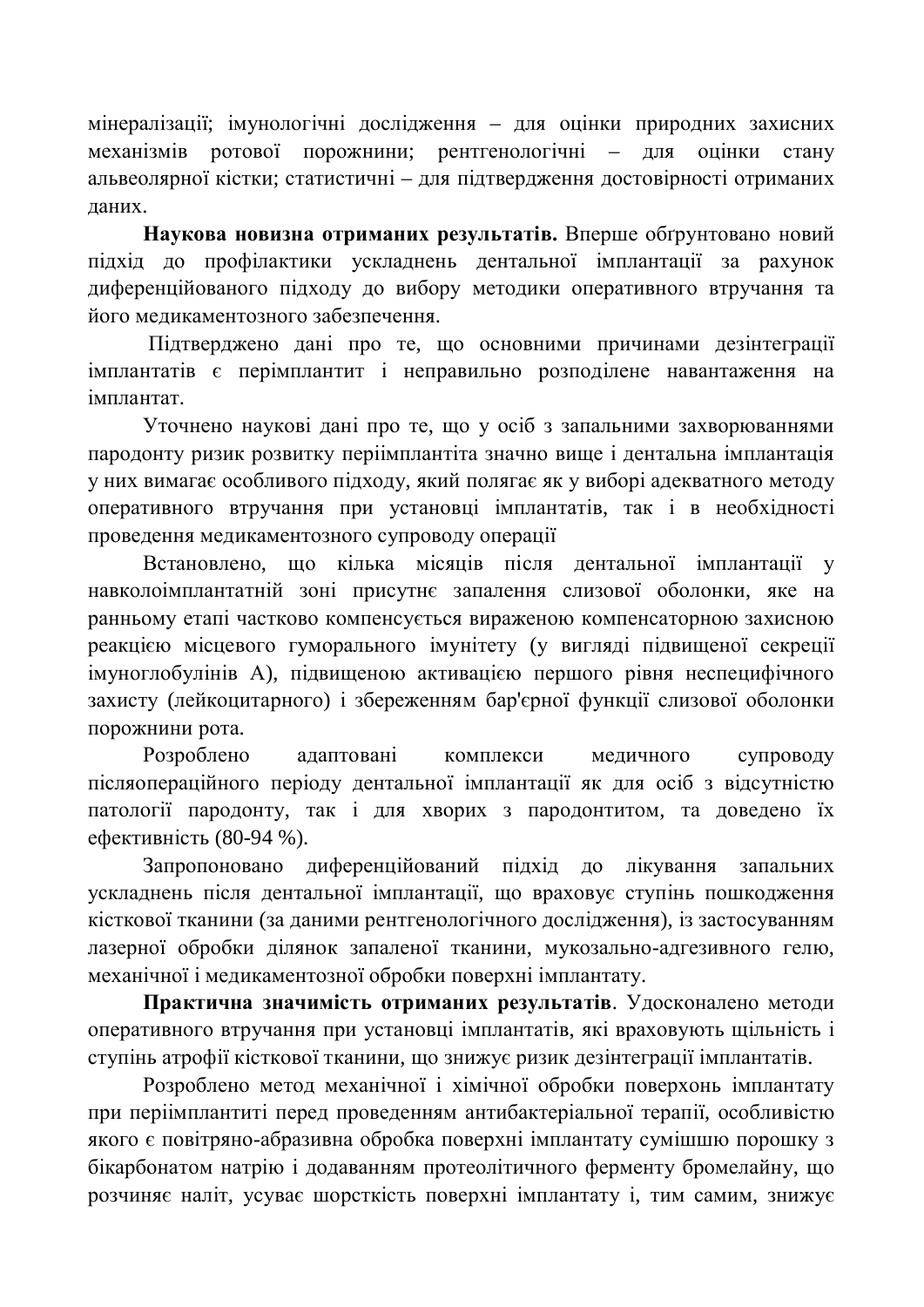мінералізації; імунологічні дослідження – для оцінки природних захисних механізмів ротової порожнини; рентгенологічні – для оцінки стану альвеолярної кістки; статистичні – для підтвердження достовірності отриманих даних.

**Наукова новизна отриманих результатів.** Вперше обґрунтовано новий підхід до профілактики ускладнень дентальної імплантації за рахунок диференційованого підходу до вибору методики оперативного втручання та його медикаментозного забезпечення.

Підтверджено дані про те, що основними причинами дезінтеграції імплантатів є перімплантит і неправильно розподілене навантаження на імплантат.

Уточнено наукові дані про те, що у осіб з запальними захворюваннями пародонту ризик розвитку періімплантіта значно вище і дентальна імплантація у них вимагає особливого підходу, який полягає як у виборі адекватного методу оперативного втручання при установці імплантатів, так і в необхідності проведення медикаментозного супроводу операції

Встановлено, що кілька місяців після дентальної імплантації у навколоімплантатній зоні присутнє запалення слизової оболонки, яке на ранньому етапі частково компенсується вираженою компенсаторною захисною реакцією місцевого гуморального імунітету (у вигляді підвищеної секреції імуноглобулінів А), підвищеною активацією першого рівня неспецифічного захисту (лейкоцитарного) і збереженням бар'єрної функції слизової оболонки порожнини рота.

Розроблено адаптовані комплекси медичного супроводу післяопераційного періоду дентальної імплантації як для осіб з відсутністю патології пародонту, так і для хворих з пародонтитом, та доведено їх ефективність (80-94 %).

Запропоновано диференційований підхід до лікування запальних ускладнень після дентальної імплантації, що враховує ступінь пошкодження кісткової тканини (за даними рентгенологічного дослідження), із застосуванням лазерної обробки ділянок запаленої тканини, мукозально-адгезивного гелю, механічної і медикаментозної обробки поверхні імплантату.

**Практична значимість отриманих результатів**. Удосконалено методи оперативного втручання при установці імплантатів, які враховують щільність і ступінь атрофії кісткової тканини, що знижує ризик дезінтеграції імплантатів.

Розроблено метод механічної і хімічної обробки поверхонь імплантату при періімплантиті перед проведенням антибактеріальної терапії, особливістю якого є повітряно-абразивна обробка поверхні імплантату сумішшю порошку з бікарбонатом натрію і додаванням протеолітичного ферменту бромелайну, що розчиняє наліт, усуває шорсткість поверхні імплантату і, тим самим, знижує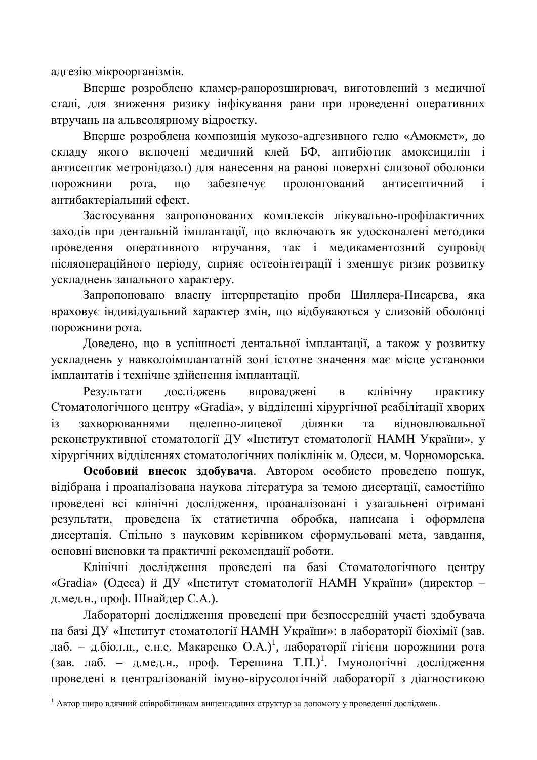адгезію мікроорганізмів.

Вперше розроблено кламер-ранорозширювач, виготовлений з медичної сталі, для зниження ризику інфікування рани при проведенні оперативних втручань на альвеолярному відростку.

Вперше розроблена композиція мукозо-адгезивного гелю «Амокмет», до складу якого включені медичний клей БФ, антибіотик амоксицилін і антисептик метронідазол) для нанесення на ранові поверхні слизової оболонки порожнини рота, що забезпечує пролонгований антисептичний і антибактеріальний ефект.

Застосування запропонованих комплексів лікувально-профілактичних заходів при дентальній імплантації, що включають як удосконалені методики проведення оперативного втручання, так і медикаментозний супровід післяопераційного періоду, сприяє остеоінтеграції і зменшує ризик розвитку ускладнень запального характеру.

Запропоновано власну інтерпретацію проби Шиллера-Писарєва, яка враховує індивідуальний характер змін, що відбуваються у слизовій оболонці порожнини рота.

Доведено, що в успішності дентальної імплантації, а також у розвитку ускладнень у навколоімплантатній зоні істотне значення має місце установки імплантатів і технічне здійснення імплантації.

Результати досліджень впроваджені в клінічну практику Стоматологічного центру «Gradia», у відділенні хірургічної реабілітації хворих із захворюваннями щелепно-лицевої ділянки та відновлювальної реконструктивної стоматології ДУ «Інститут стоматології НАМН України», у хірургічних відділеннях стоматологічних поліклінік м. Одеси, м. Чорноморська.

**Особовий внесок здобувача**. Автором особисто проведено пошук, відібрана і проаналізована наукова література за темою дисертації, самостійно проведені всі клінічні дослідження, проаналізовані і узагальнені отримані результати, проведена їх статистична обробка, написана і оформлена дисертація. Спільно з науковим керівником сформульовані мета, завдання, основні висновки та практичні рекомендації роботи.

Клінічні дослідження проведені на базі Стоматологічного центру «Gradia» (Одеса) й ДУ «Інститут стоматології НАМН України» (директор – д.мед.н., проф. Шнайдер С.А.).

Лабораторні дослідження проведені при безпосередній участі здобувача на базі ДУ «Інститут стоматології НАМН України»: в лабораторії біохімії (зав. лаб. – д.біол.н., с.н.с. Макаренко О.А.)[1], лабораторії гігієни порожнини рота (зав. лаб. – д.мед.н., проф. Терешина Т.П.)[1]. Імунологічні дослідження проведені в централізованій імуно-вірусологічній лабораторії з діагностикою

[1] Автор щиро вдячний співробітникам вищезгаданих структур за допомогу у проведенні досліджень.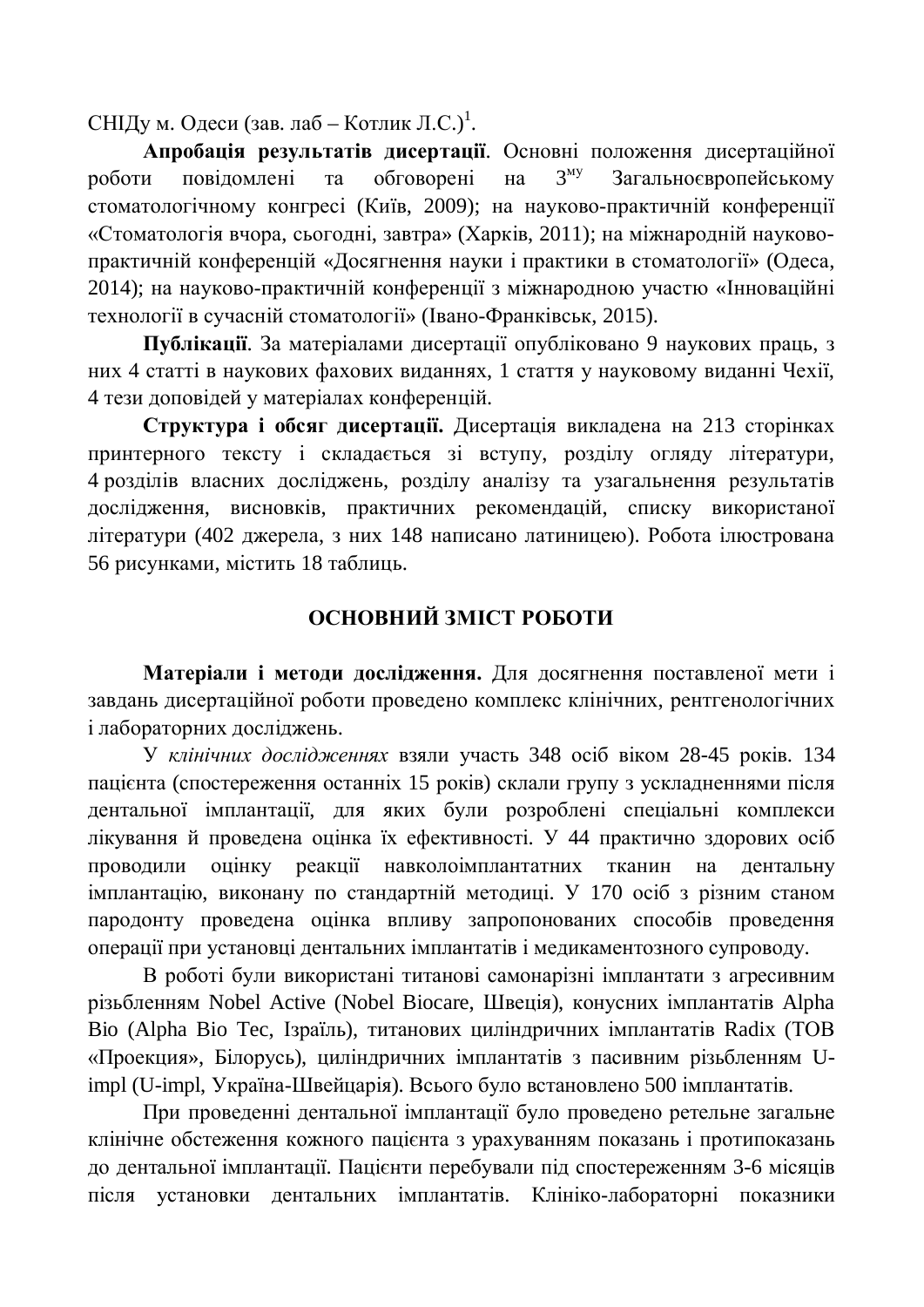СНІДу м. Одеси (зав. лаб – Котлик Л.С.)[1].

**Апробація результатів дисертації**. Основні положення дисертаційної роботи повідомлені та обговорені на 3[му] Загальноєвропейському стоматологічному конгресі (Київ, 2009); на науково-практичній конференції «Стоматологія вчора, сьогодні, завтра» (Харків, 2011); на міжнародній науково-практичній конференцій «Досягнення науки і практики в стоматології» (Одеса, 2014); на науково-практичній конференції з міжнародною участю «Інноваційні технології в сучасній стоматології» (Івано-Франківськ, 2015).

**Публікації**. За матеріалами дисертації опубліковано 9 наукових праць, з них 4 статті в наукових фахових виданнях, 1 стаття у науковому виданні Чехії, 4 тези доповідей у матеріалах конференцій.

**Структура і обсяг дисертації.** Дисертація викладена на 213 сторінках принтерного тексту і складається зі вступу, розділу огляду літератури, 4 розділів власних досліджень, розділу аналізу та узагальнення результатів дослідження, висновків, практичних рекомендацій, списку використаної літератури (402 джерела, з них 148 написано латиницею). Робота ілюстрована 56 рисунками, містить 18 таблиць.

## ОСНОВНИЙ ЗМІСТ РОБОТИ

**Матеріали і методи дослідження.** Для досягнення поставленої мети і завдань дисертаційної роботи проведено комплекс клінічних, рентгенологічних і лабораторних досліджень.

У *клінічних дослідженнях* взяли участь 348 осіб віком 28-45 років. 134 пацієнта (спостереження останніх 15 років) склали групу з ускладненнями після дентальної імплантації, для яких були розроблені спеціальні комплекси лікування й проведена оцінка їх ефективності. У 44 практично здорових осіб проводили оцінку реакції навколоімплантатних тканин на дентальну імплантацію, виконану по стандартній методиці. У 170 осіб з різним станом пародонту проведена оцінка впливу запропонованих способів проведення операції при установці дентальних імплантатів і медикаментозного супроводу.

В роботі були використані титанові самонарізні імплантати з агресивним різьбленням Nobel Active (Nobel Biocare, Швеція), конусних імплантатів Alpha Bio (Alpha Bio Tec, Ізраїль), титанових циліндричних імплантатів Radix (ТОВ «Проекция», Білорусь), циліндричних імплантатів з пасивним різьбленням U-impl (U-impl, Україна-Швейцарія). Всього було встановлено 500 імплантатів.

При проведенні дентальної імплантації було проведено ретельне загальне клінічне обстеження кожного пацієнта з урахуванням показань і протипоказань до дентальної імплантації. Пацієнти перебували під спостереженням 3-6 місяців після установки дентальних імплантатів. Клініко-лабораторні показники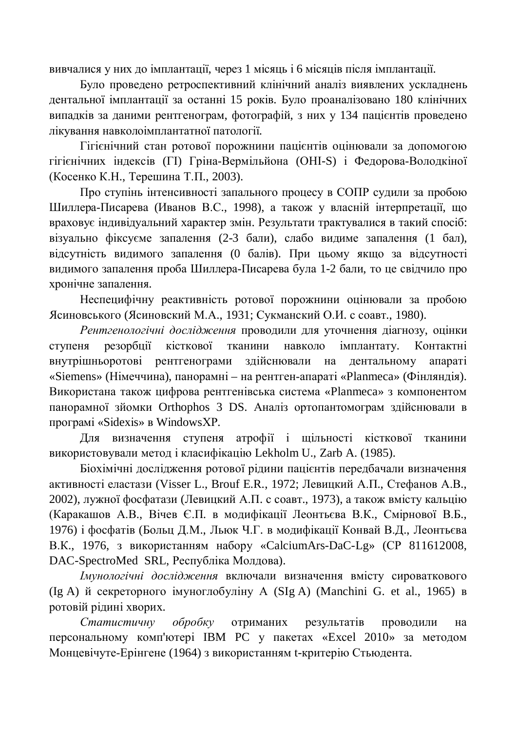вивчалися у них до імплантації, через 1 місяць і 6 місяців після імплантації.

Було проведено ретроспективний клінічний аналіз виявлених ускладнень дентальної імплантації за останні 15 років. Було проаналізовано 180 клінічних випадків за даними рентгенограм, фотографій, з них у 134 пацієнтів проведено лікування навколоімплантатної патології.

Гігієнічний стан ротової порожнини пацієнтів оцінювали за допомогою гігієнічних індексів (ГІ) Гріна-Вермільйона (OHI-S) і Федорова-Володкіної (Косенко К.Н., Терешина Т.П., 2003).

Про ступінь інтенсивності запального процесу в СОПР судили за пробою Шиллера-Писарева (Иванов В.С., 1998), а також у власній інтерпретації, що враховує індивідуальний характер змін. Результати трактувалися в такий спосіб: візуально фіксуєме запалення (2-3 бали), слабо видиме запалення (1 бал), відсутність видимого запалення (0 балів). При цьому якщо за відсутності видимого запалення проба Шиллера-Писарева була 1-2 бали, то це свідчило про хронічне запалення.

Неспецифічну реактивність ротової порожнини оцінювали за пробою Ясиновського (Ясиновский М.А., 1931; Сукманский О.И. с соавт., 1980).

*Рентгенологічні дослідження* проводили для уточнення діагнозу, оцінки ступеня резорбції кісткової тканини навколо імплантату. Контактні внутрішньоротові рентгенограми здійснювали на дентальному апараті «Siemens» (Німеччина), панорамні – на рентген-апараті «Planmeca» (Фінляндія). Використана також цифрова рентгенівська система «Planmeca» з компонентом панорамної зйомки Orthophos 3 DS. Аналіз ортопантомограм здійснювали в програмі «Sidexis» в WindowsXP.

Для визначення ступеня атрофії і щільності кісткової тканини використовували метод і класифікацію Lekholm U., Zarb A. (1985).

Біохімічні дослідження ротової рідини пацієнтів передбачали визначення активності еластази (Visser L., Brouf E.R., 1972; Левицкий А.П., Стефанов А.В., 2002), лужної фосфатази (Левицкий А.П. с соавт., 1973), а також вмісту кальцію (Каракашов А.В., Вічев Є.П. в модифікації Леонтьєва В.К., Смірнової В.Б., 1976) і фосфатів (Больц Д.М., Льюк Ч.Г. в модифікації Конвай В.Д., Леонтьєва В.К., 1976, з використанням набору «CalciumArs-DaC-Lg» (CP 811612008, DAC-SpectroMed SRL, Республіка Молдова).

*Імунологічні дослідження* включали визначення вмісту сироваткового (Ig A) й секреторного імуноглобуліну А (SIg A) (Manchini G. et al., 1965) в ротовій рідині хворих.

*Статистичну обробку* отриманих результатів проводили на персональному комп'ютері IBM PC у пакетах «Excel 2010» за методом Монцевічуте-Ерінгене (1964) з використанням t-критерію Стьюдента.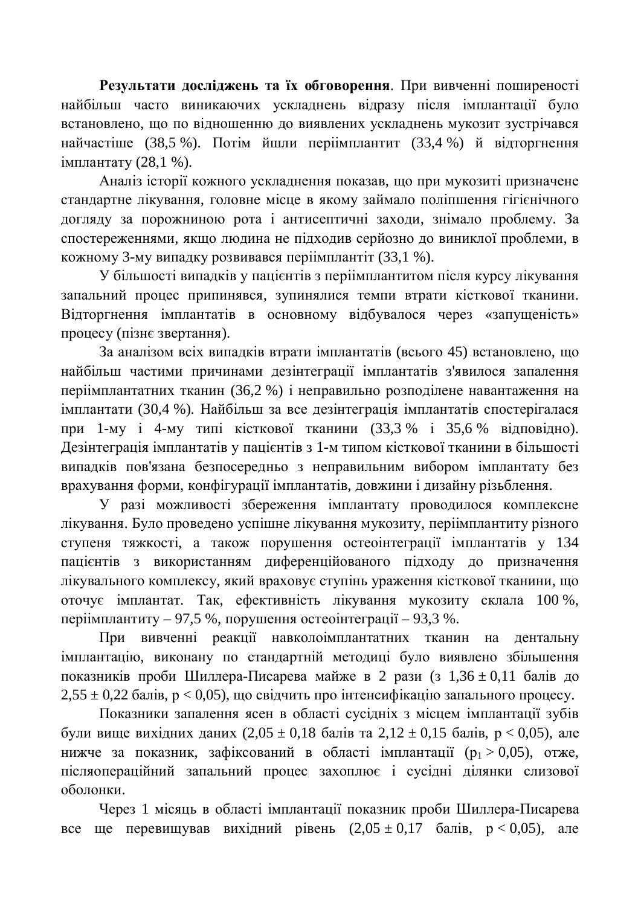**Результати досліджень та їх обговорення**. При вивченні поширеності найбільш часто виникаючих ускладнень відразу після імплантації було встановлено, що по відношенню до виявлених ускладнень мукозит зустрічався найчастіше (38,5 %). Потім йшли періімплантит (33,4 %) й відторгнення імплантату (28,1 %).

Аналіз історії кожного ускладнення показав, що при мукозиті призначене стандартне лікування, головне місце в якому займало поліпшення гігієнічного догляду за порожниною рота і антисептичні заходи, знімало проблему. За спостереженнями, якщо людина не підходив серйозно до виниклої проблеми, в кожному 3-му випадку розвивався періімплантіт (33,1 %).

У більшості випадків у пацієнтів з періімплантитом після курсу лікування запальний процес припинявся, зупинялися темпи втрати кісткової тканини. Відторгнення імплантатів в основному відбувалося через «запущеність» процесу (пізнє звертання).

За аналізом всіх випадків втрати імплантатів (всього 45) встановлено, що найбільш частими причинами дезінтеграції імплантатів з'явилося запалення періімплантатних тканин (36,2 %) і неправильно розподілене навантаження на імплантати (30,4 %). Найбільш за все дезінтеграція імплантатів спостерігалася при 1-му і 4-му типі кісткової тканини (33,3 % і 35,6 % відповідно). Дезінтеграція імплантатів у пацієнтів з 1-м типом кісткової тканини в більшості випадків пов'язана безпосередньо з неправильним вибором імплантату без врахування форми, конфігурації імплантатів, довжини і дизайну різьблення.

У разі можливості збереження імплантату проводилося комплексне лікування. Було проведено успішне лікування мукозиту, періімплантиту різного ступеня тяжкості, а також порушення остеоінтеграції імплантатів у 134 пацієнтів з використанням диференційованого підходу до призначення лікувального комплексу, який враховує ступінь ураження кісткової тканини, що оточує імплантат. Так, ефективність лікування мукозиту склала 100 %, періімплантиту – 97,5 %, порушення остеоінтеграції – 93,3 %.

При вивченні реакції навколоімплантатних тканин на дентальну імплантацію, виконану по стандартній методиці було виявлено збільшення показників проби Шиллера-Писарева майже в 2 рази (з $1,36 \pm 0,11$ балів до $2,55 \pm 0,22$ балів, $p < 0,05$), що свідчить про інтенсифікацію запального процесу.

Показники запалення ясен в області сусідніх з місцем імплантації зубів були вище вихідних даних ($2,05 \pm 0,18$ балів та $2,12 \pm 0,15$ балів, $p < 0,05$), але нижче за показник, зафіксований в області імплантації ($p_1 > 0,05$), отже, післяопераційний запальний процес захоплює і сусідні ділянки слизової оболонки.

Через 1 місяць в області імплантації показник проби Шиллера-Писарева все ще перевищував вихідний рівень ($2,05 \pm 0,17$ балів, $p < 0,05$), але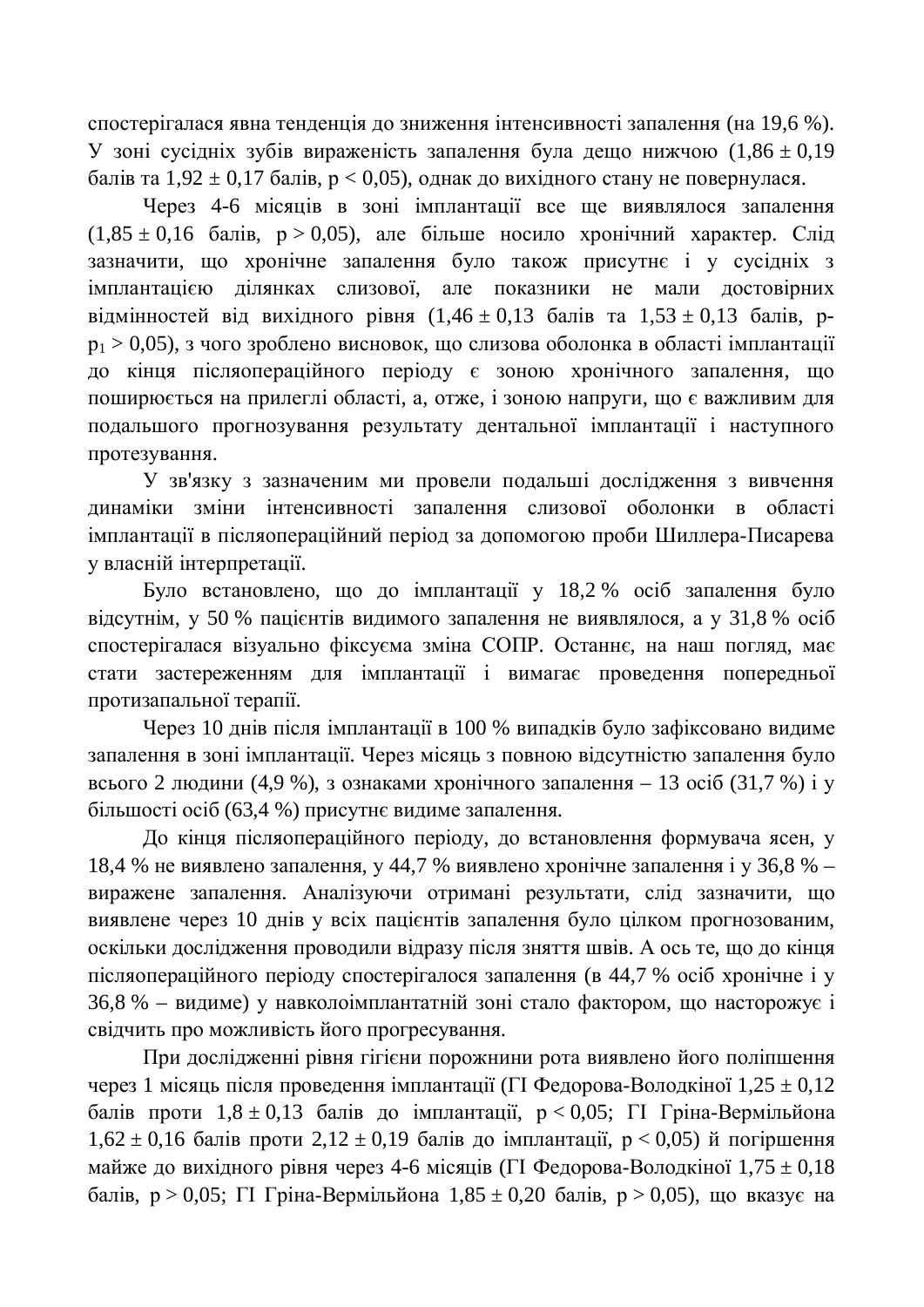спостерігалася явна тенденція до зниження інтенсивності запалення (на 19,6 %). У зоні сусідніх зубів вираженість запалення була дещо нижчою (1,86 ± 0,19 балів та 1,92 ± 0,17 балів, $p < 0,05$), однак до вихідного стану не повернулася.

Через 4-6 місяців в зоні імплантації все ще виявлялося запалення (1,85 ± 0,16 балів, $p > 0,05$), але більше носило хронічний характер. Слід зазначити, що хронічне запалення було також присутнє і у сусідніх з імплантацією ділянках слизової, але показники не мали достовірних відмінностей від вихідного рівня (1,46 ± 0,13 балів та 1,53 ± 0,13 балів, $p\text{-}p_1 > 0,05$), з чого зроблено висновок, що слизова оболонка в області імплантації до кінця післяопераційного періоду є зоною хронічного запалення, що поширюється на прилеглі області, а, отже, і зоною напруги, що є важливим для подальшого прогнозування результату дентальної імплантації і наступного протезування.

У зв'язку з зазначеним ми провели подальші дослідження з вивчення динаміки зміни інтенсивності запалення слизової оболонки в області імплантації в післяопераційний період за допомогою проби Шиллера-Писарева у власній інтерпретації.

Було встановлено, що до імплантації у 18,2 % осіб запалення було відсутнім, у 50 % пацієнтів видимого запалення не виявлялося, а у 31,8 % осіб спостерігалася візуально фіксуєма зміна СОПР. Останнє, на наш погляд, має стати застереженням для імплантації і вимагає проведення попередньої протизапальної терапії.

Через 10 днів після імплантації в 100 % випадків було зафіксовано видиме запалення в зоні імплантації. Через місяць з повною відсутністю запалення було всього 2 людини (4,9 %), з ознаками хронічного запалення – 13 осіб (31,7 %) і у більшості осіб (63,4 %) присутнє видиме запалення.

До кінця післяопераційного періоду, до встановлення формувача ясен, у 18,4 % не виявлено запалення, у 44,7 % виявлено хронічне запалення і у 36,8 % – виражене запалення. Аналізуючи отримані результати, слід зазначити, що виявлене через 10 днів у всіх пацієнтів запалення було цілком прогнозованим, оскільки дослідження проводили відразу після зняття швів. А ось те, що до кінця післяопераційного періоду спостерігалося запалення (в 44,7 % осіб хронічне і у 36,8 % – видиме) у навколоімплантатній зоні стало фактором, що насторожує і свідчить про можливість його прогресування.

При дослідженні рівня гігієни порожнини рота виявлено його поліпшення через 1 місяць після проведення імплантації (ГІ Федорова-Володкіної 1,25 ± 0,12 балів проти 1,8 ± 0,13 балів до імплантації, $p < 0,05$; ГІ Гріна-Вермільйона 1,62 ± 0,16 балів проти 2,12 ± 0,19 балів до імплантації, $p < 0,05$) й погіршення майже до вихідного рівня через 4-6 місяців (ГІ Федорова-Володкіної 1,75 ± 0,18 балів, $p > 0,05$; ГІ Гріна-Вермільйона 1,85 ± 0,20 балів, $p > 0,05$), що вказує на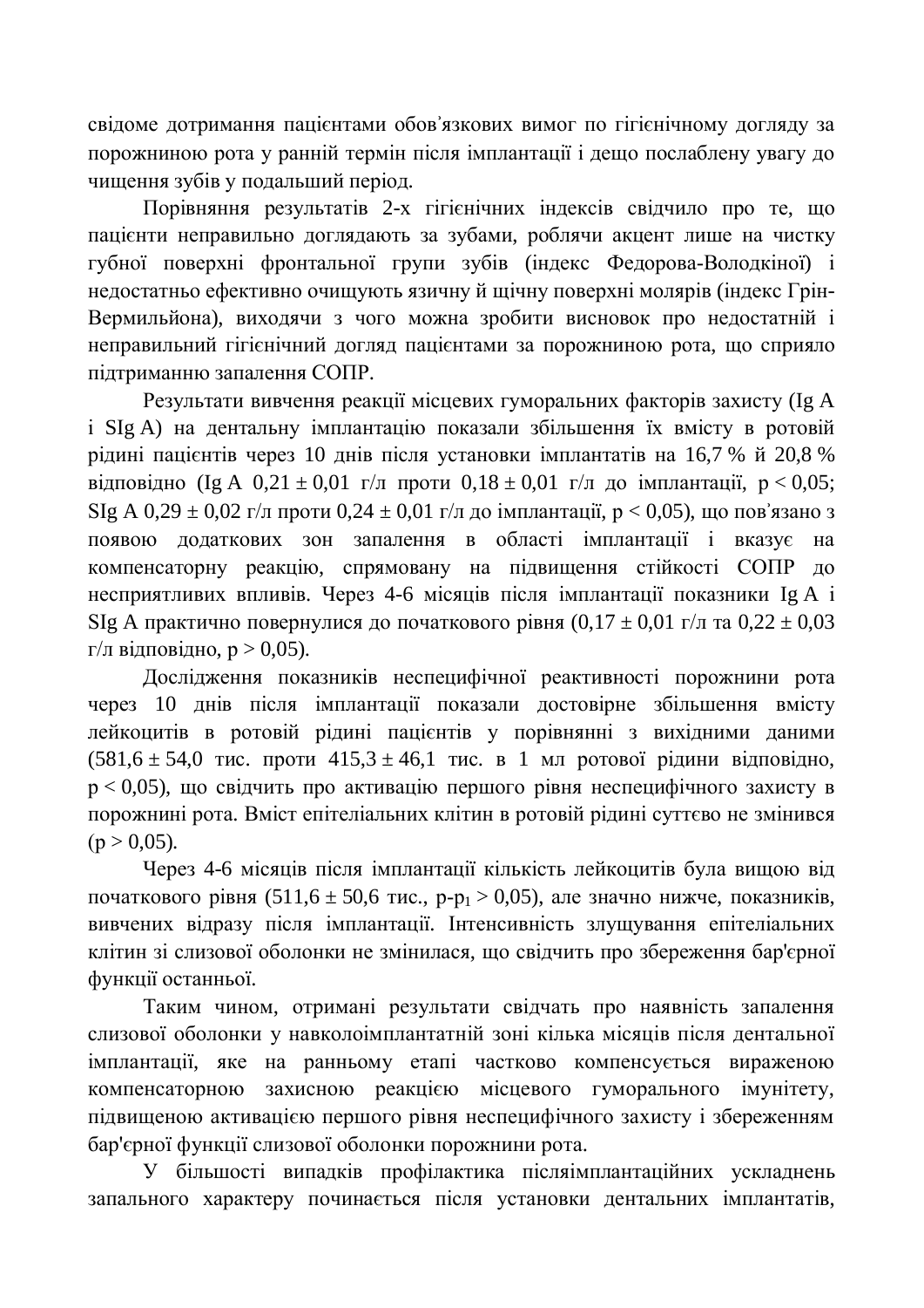свідоме дотримання пацієнтами обов'язкових вимог по гігієнічному догляду за порожниною рота у ранній термін після імплантації і дещо послаблену увагу до чищення зубів у подальший період.

Порівняння результатів 2-х гігієнічних індексів свідчило про те, що пацієнти неправильно доглядають за зубами, роблячи акцент лише на чистку губної поверхні фронтальної групи зубів (індекс Федорова-Володкіної) і недостатньо ефективно очищують язичну й щічну поверхні молярів (індекс Грін-Вермильйона), виходячи з чого можна зробити висновок про недостатній і неправильний гігієнічний догляд пацієнтами за порожниною рота, що сприяло підтриманню запалення СОПР.

Результати вивчення реакції місцевих гуморальних факторів захисту (Ig A і SIg A) на дентальну імплантацію показали збільшення їх вмісту в ротовій рідині пацієнтів через 10 днів після установки імплантатів на 16,7 % й 20,8 % відповідно (Ig A 0,21 ± 0,01 г/л проти 0,18 ± 0,01 г/л до імплантації, $p < 0,05$; SIg A 0,29 ± 0,02 г/л проти 0,24 ± 0,01 г/л до імплантації, $p < 0,05$), що пов'язано з появою додаткових зон запалення в області імплантації і вказує на компенсаторну реакцію, спрямовану на підвищення стійкості СОПР до несприятливих впливів. Через 4-6 місяців після імплантації показники Ig A і SIg A практично повернулися до початкового рівня (0,17 ± 0,01 г/л та 0,22 ± 0,03 г/л відповідно, $p > 0,05$).

Дослідження показників неспецифічної реактивності порожнини рота через 10 днів після імплантації показали достовірне збільшення вмісту лейкоцитів в ротовій рідині пацієнтів у порівнянні з вихідними даними (581,6 ± 54,0 тис. проти 415,3 ± 46,1 тис. в 1 мл ротової рідини відповідно, $p < 0,05$), що свідчить про активацію першого рівня неспецифічного захисту в порожнині рота. Вміст епітеліальних клітин в ротовій рідині суттєво не змінився ($p > 0,05$).

Через 4-6 місяців після імплантації кількість лейкоцитів була вищою від початкового рівня (511,6 ± 50,6 тис., $p\text{-}p_1 > 0,05$), але значно нижче, показників, вивчених відразу після імплантації. Інтенсивність злущування епітеліальних клітин зі слизової оболонки не змінилася, що свідчить про збереження бар'єрної функції останньої.

Таким чином, отримані результати свідчать про наявність запалення слизової оболонки у навколоімплантатній зоні кілька місяців після дентальної імплантації, яке на ранньому етапі частково компенсується вираженою компенсаторною захисною реакцією місцевого гуморального імунітету, підвищеною активацією першого рівня неспецифічного захисту і збереженням бар'єрної функції слизової оболонки порожнини рота.

У більшості випадків профілактика післяімплантаційних ускладнень запального характеру починається після установки дентальних імплантатів,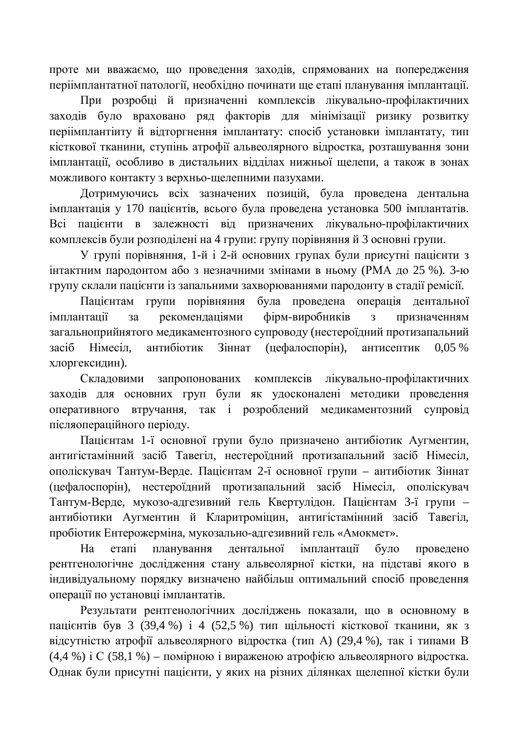проте ми вважаємо, що проведення заходів, спрямованих на попередження періімплантатної патології, необхідно починати ще етапі планування імплантації.

При розробці й призначенні комплексів лікувально-профілактичних заходів було враховано ряд факторів для мінімізації ризику розвитку періімплантиту й відторгнення імплантату: спосіб установки імплантату, тип кісткової тканини, ступінь атрофії альвеолярного відростка, розташування зони імплантації, особливо в дистальних відділах нижньої щелепи, а також в зонах можливого контакту з верхньо-щелепними пазухами.

Дотримуючись всіх зазначених позицій, була проведена дентальна імплантація у 170 пацієнтів, всього була проведена установка 500 імплантатів. Всі пацієнти в залежності від призначених лікувально-профілактичних комплексів були розподілені на 4 групи: групу порівняння й 3 основні групи.

У групі порівняння, 1-й і 2-й основних групах були присутні пацієнти з інтактним пародонтом або з незначними змінами в ньому (РМА до 25 %). 3-ю групу склали пацієнти із запальними захворюваннями пародонту в стадії ремісії.

Пацієнтам групи порівняння була проведена операція дентальної імплантації за рекомендаціями фірм-виробників з призначенням загальноприйнятого медикаментозного супроводу (нестероїдний протизапальний засіб Німесіл, антибіотик Зіннат (цефалоспорін), антисептик 0,05 % хлоргексидин).

Складовими запропонованих комплексів лікувально-профілактичних заходів для основних груп були як удосконалені методики проведення оперативного втручання, так і розроблений медикаментозний супровід післяопераційного періоду.

Пацієнтам 1-ї основної групи було призначено антибіотик Аугментин, антигістамінний засіб Тавегіл, нестероїдний протизапальний засіб Німесіл, ополіскувач Тантум-Верде. Пацієнтам 2-ї основної групи – антибіотик Зіннат (цефалоспорін), нестероїдний протизапальний засіб Німесіл, ополіскувач Тантум-Верде, мукозо-адгезивний гель Квертулідон. Пацієнтам 3-ї групи – антибіотики Аугментин й Кларитроміцин, антигістамінний засіб Тавегіл, пробіотик Ентерожерміна, мукозально-адгезивний гель «Амокмет».

На етапі планування дентальної імплантації було проведено рентгенологічне дослідження стану альвеолярної кістки, на підставі якого в індивідуальному порядку визначено найбільш оптимальний спосіб проведення операції по установці імплантатів.

Результати рентгенологічних досліджень показали, що в основному в пацієнтів був 3 (39,4 %) і 4 (52,5 %) тип щільності кісткової тканини, як з відсутністю атрофії альвеолярного відростка (тип А) (29,4 %), так і типами В (4,4 %) і С (58,1 %) – помірною і вираженою атрофією альвеолярного відростка. Однак були присутні пацієнти, у яких на різних ділянках щелепної кістки були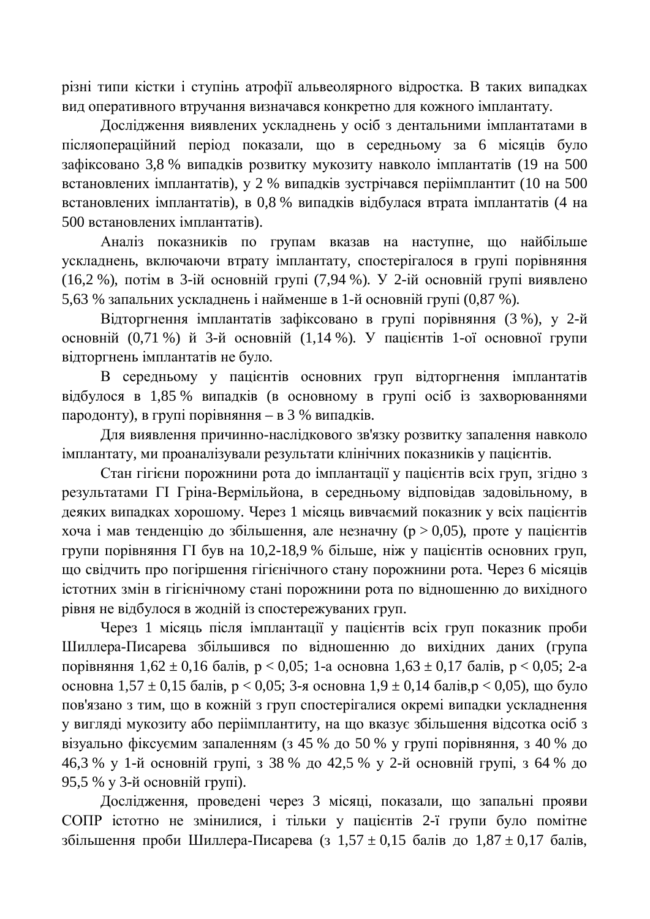різні типи кістки і ступінь атрофії альвеолярного відростка. В таких випадках вид оперативного втручання визначався конкретно для кожного імплантату.

Дослідження виявлених ускладнень у осіб з дентальними імплантатами в післяопераційний період показали, що в середньому за 6 місяців було зафіксовано 3,8 % випадків розвитку мукозиту навколо імплантатів (19 на 500 встановлених імплантатів), у 2 % випадків зустрічався періімплантит (10 на 500 встановлених імплантатів), в 0,8 % випадків відбулася втрата імплантатів (4 на 500 встановлених імплантатів).

Аналіз показників по групам вказав на наступне, що найбільше ускладнень, включаючи втрату імплантату, спостерігалося в групі порівняння (16,2 %), потім в 3-ій основній групі (7,94 %). У 2-ій основній групі виявлено 5,63 % запальних ускладнень і найменше в 1-й основній групі (0,87 %).

Відторгнення імплантатів зафіксовано в групі порівняння (3 %), у 2-й основній (0,71 %) й 3-й основній (1,14 %). У пацієнтів 1-ої основної групи відторгнень імплантатів не було.

В середньому у пацієнтів основних груп відторгнення імплантатів відбулося в 1,85 % випадків (в основному в групі осіб із захворюваннями пародонту), в групі порівняння – в 3 % випадків.

Для виявлення причинно-наслідкового зв'язку розвитку запалення навколо імплантату, ми проаналізували результати клінічних показників у пацієнтів.

Стан гігієни порожнини рота до імплантації у пацієнтів всіх груп, згідно з результатами ГІ Гріна-Вермільйона, в середньому відповідав задовільному, в деяких випадках хорошому. Через 1 місяць вивчаємий показник у всіх пацієнтів хоча і мав тенденцію до збільшення, але незначну ($p > 0,05$), проте у пацієнтів групи порівняння ГІ був на 10,2-18,9 % більше, ніж у пацієнтів основних груп, що свідчить про погіршення гігієнічного стану порожнини рота. Через 6 місяців істотних змін в гігієнічному стані порожнини рота по відношенню до вихідного рівня не відбулося в жодній із спостережуваних груп.

Через 1 місяць після імплантації у пацієнтів всіх груп показник проби Шиллера-Писарева збільшився по відношенню до вихідних даних (група порівняння $1,62 \pm 0,16$ балів, $p < 0,05$; 1-а основна $1,63 \pm 0,17$ балів, $p < 0,05$; 2-а основна $1,57 \pm 0,15$ балів, $p < 0,05$; 3-я основна $1,9 \pm 0,14$ балів, $p < 0,05$), що було пов'язано з тим, що в кожній з груп спостерігалися окремі випадки ускладнення у вигляді мукозиту або періімплантиту, на що вказує збільшення відсотка осіб з візуально фіксуємим запаленням (з 45 % до 50 % у групі порівняння, з 40 % до 46,3 % у 1-й основній групі, з 38 % до 42,5 % у 2-й основній групі, з 64 % до 95,5 % у 3-й основній групі).

Дослідження, проведені через 3 місяці, показали, що запальні прояви СОПР істотно не змінилися, і тільки у пацієнтів 2-ї групи було помітне збільшення проби Шиллера-Писарева (з $1,57 \pm 0,15$ балів до $1,87 \pm 0,17$ балів,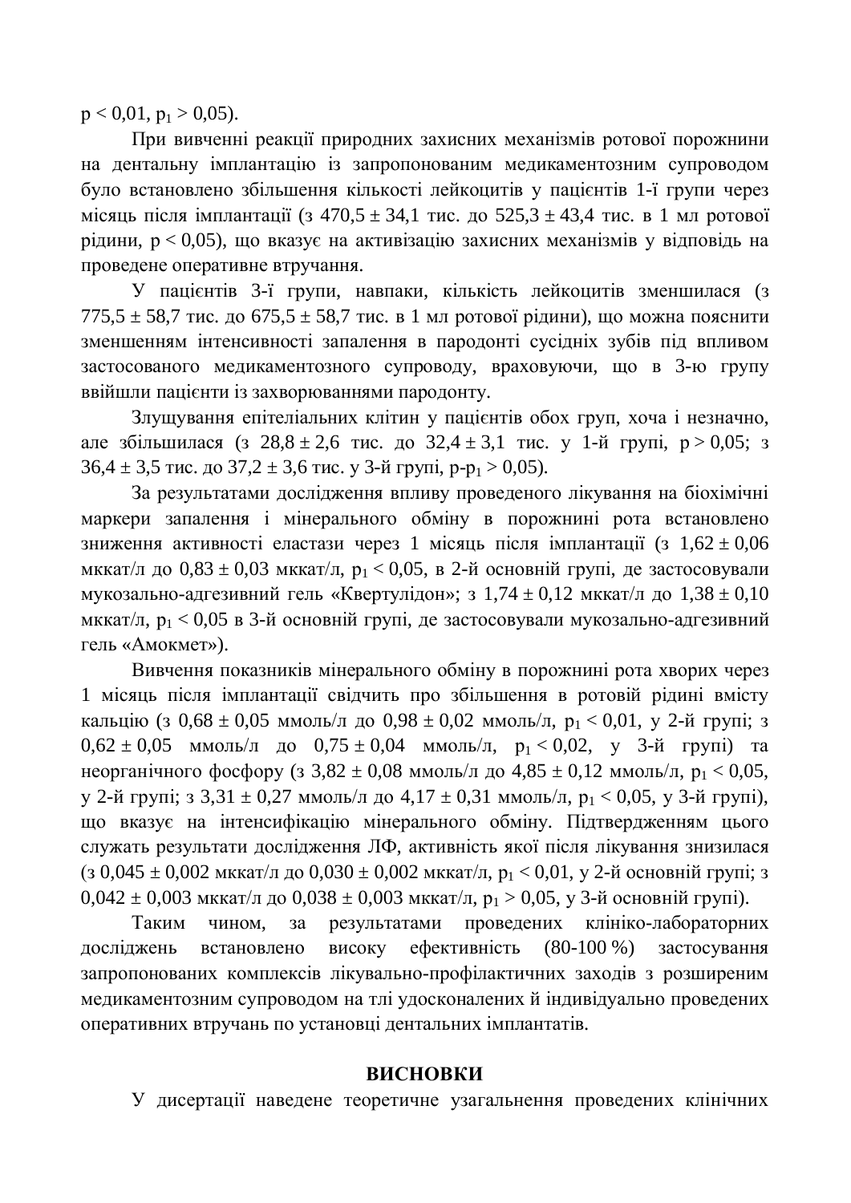$p < 0{,}01$, $p_1 > 0{,}05$).

При вивченні реакції природних захисних механізмів ротової порожнини на дентальну імплантацію із запропонованим медикаментозним супроводом було встановлено збільшення кількості лейкоцитів у пацієнтів 1-ї групи через місяць після імплантації (з $470{,}5 \pm 34{,}1$ тис. до $525{,}3 \pm 43{,}4$ тис. в 1 мл ротової рідини, $p < 0{,}05$), що вказує на активізацію захисних механізмів у відповідь на проведене оперативне втручання.

У пацієнтів 3-ї групи, навпаки, кількість лейкоцитів зменшилася (з $775{,}5 \pm 58{,}7$ тис. до $675{,}5 \pm 58{,}7$ тис. в 1 мл ротової рідини), що можна пояснити зменшенням інтенсивності запалення в пародонті сусідніх зубів під впливом застосованого медикаментозного супроводу, враховуючи, що в 3-ю групу ввійшли пацієнти із захворюваннями пародонту.

Злущування епітеліальних клітин у пацієнтів обох груп, хоча і незначно, але збільшилася (з $28{,}8 \pm 2{,}6$ тис. до $32{,}4 \pm 3{,}1$ тис. у 1-й групі, $p > 0{,}05$; з $36{,}4 \pm 3{,}5$ тис. до $37{,}2 \pm 3{,}6$ тис. у 3-й групі, $p$-$p_1 > 0{,}05$).

За результатами дослідження впливу проведеного лікування на біохімічні маркери запалення і мінерального обміну в порожнині рота встановлено зниження активності еластази через 1 місяць після імплантації (з $1{,}62 \pm 0{,}06$ мккат/л до $0{,}83 \pm 0{,}03$ мккат/л, $p_1 < 0{,}05$, в 2-й основній групі, де застосовували мукозально-адгезивний гель «Квертулідон»; з $1{,}74 \pm 0{,}12$ мккат/л до $1{,}38 \pm 0{,}10$ мккат/л, $p_1 < 0{,}05$ в 3-й основній групі, де застосовували мукозально-адгезивний гель «Амокмет»).

Вивчення показників мінерального обміну в порожнині рота хворих через 1 місяць після імплантації свідчить про збільшення в ротовій рідині вмісту кальцію (з $0{,}68 \pm 0{,}05$ ммоль/л до $0{,}98 \pm 0{,}02$ ммоль/л, $p_1 < 0{,}01$, у 2-й групі; з $0{,}62 \pm 0{,}05$ ммоль/л до $0{,}75 \pm 0{,}04$ ммоль/л, $p_1 < 0{,}02$, у 3-й групі) та неорганічного фосфору (з $3{,}82 \pm 0{,}08$ ммоль/л до $4{,}85 \pm 0{,}12$ ммоль/л, $p_1 < 0{,}05$, у 2-й групі; з $3{,}31 \pm 0{,}27$ ммоль/л до $4{,}17 \pm 0{,}31$ ммоль/л, $p_1 < 0{,}05$, у 3-й групі), що вказує на інтенсифікацію мінерального обміну. Підтвердженням цього служать результати дослідження ЛФ, активність якої після лікування знизилася (з $0{,}045 \pm 0{,}002$ мккат/л до $0{,}030 \pm 0{,}002$ мккат/л, $p_1 < 0{,}01$, у 2-й основній групі; з $0{,}042 \pm 0{,}003$ мккат/л до $0{,}038 \pm 0{,}003$ мккат/л, $p_1 > 0{,}05$, у 3-й основній групі).

Таким чином, за результатами проведених клініко-лабораторних досліджень встановлено високу ефективність (80-100 %) застосування запропонованих комплексів лікувально-профілактичних заходів з розширеним медикаментозним супроводом на тлі удосконалених й індивідуально проведених оперативних втручань по установці дентальних імплантатів.

## ВИСНОВКИ

У дисертації наведене теоретичне узагальнення проведених клінічних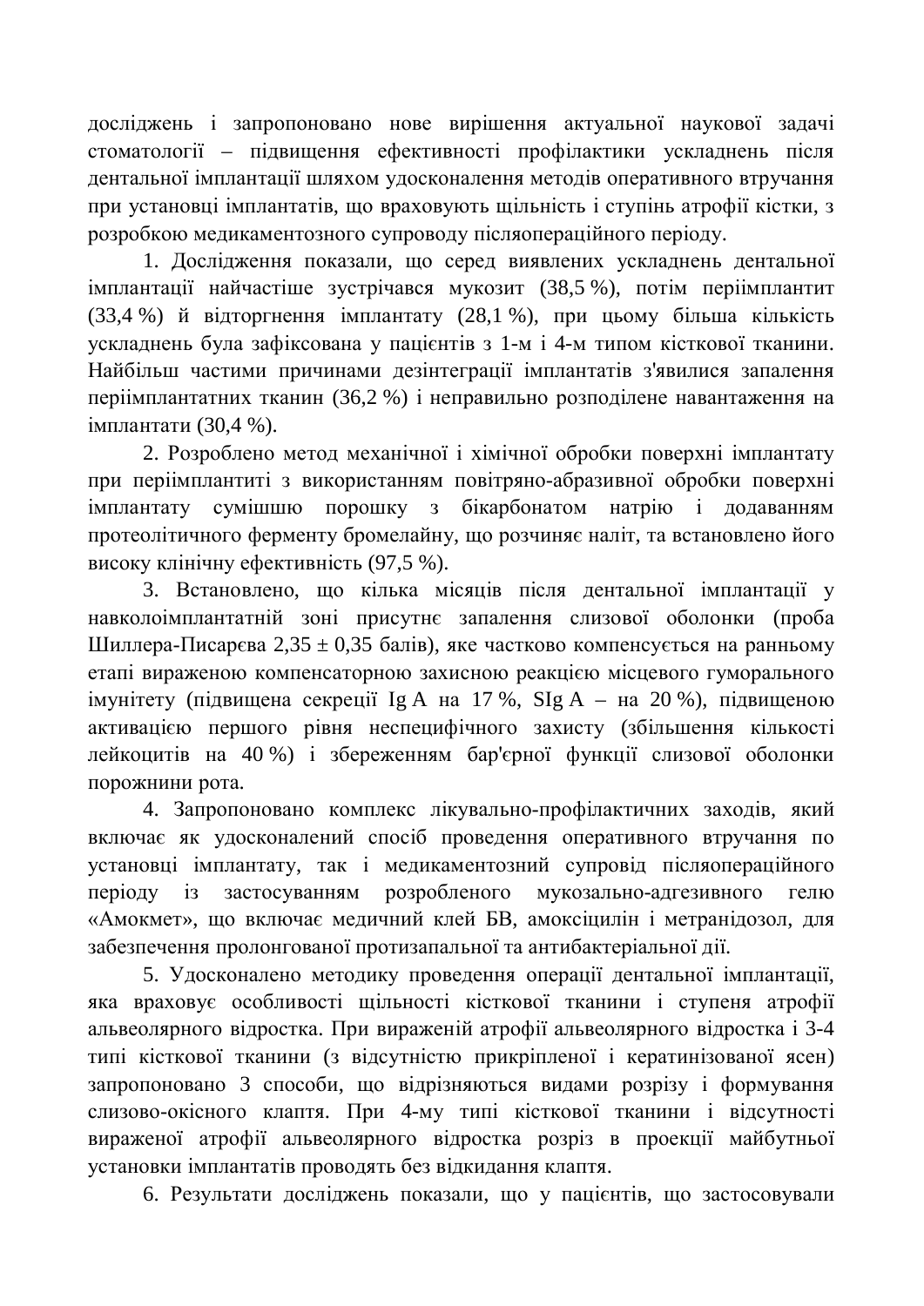досліджень і запропоновано нове вирішення актуальної наукової задачі стоматології – підвищення ефективності профілактики ускладнень після дентальної імплантації шляхом удосконалення методів оперативного втручання при установці імплантатів, що враховують щільність і ступінь атрофії кістки, з розробкою медикаментозного супроводу післяопераційного періоду.

1. Дослідження показали, що серед виявлених ускладнень дентальної імплантації найчастіше зустрічався мукозит (38,5 %), потім періімплантит (33,4 %) й відторгнення імплантату (28,1 %), при цьому більша кількість ускладнень була зафіксована у пацієнтів з 1-м і 4-м типом кісткової тканини. Найбільш частими причинами дезінтеграції імплантатів з'явилися запалення періімплантатних тканин (36,2 %) і неправильно розподілене навантаження на імплантати (30,4 %).

2. Розроблено метод механічної і хімічної обробки поверхні імплантату при періімплантиті з використанням повітряно-абразивної обробки поверхні імплантату сумішшю порошку з бікарбонатом натрію і додаванням протеолітичного ферменту бромелайну, що розчиняє наліт, та встановлено його високу клінічну ефективність (97,5 %).

3. Встановлено, що кілька місяців після дентальної імплантації у навколоімплантатній зоні присутнє запалення слизової оболонки (проба Шиллера-Писарєва 2,35 ± 0,35 балів), яке частково компенсується на ранньому етапі вираженою компенсаторною захисною реакцією місцевого гуморального імунітету (підвищена секреції Ig A на 17 %, SIg A – на 20 %), підвищеною активацією першого рівня неспецифічного захисту (збільшення кількості лейкоцитів на 40 %) і збереженням бар'єрної функції слизової оболонки порожнини рота.

4. Запропоновано комплекс лікувально-профілактичних заходів, який включає як удосконалений спосіб проведення оперативного втручання по установці імплантату, так і медикаментозний супровід післяопераційного періоду із застосуванням розробленого мукозально-адгезивного гелю «Амокмет», що включає медичний клей БВ, амоксіцилін і метранідозол, для забезпечення пролонгованої протизапальної та антибактеріальної дії.

5. Удосконалено методику проведення операції дентальної імплантації, яка враховує особливості щільності кісткової тканини і ступеня атрофії альвеолярного відростка. При вираженій атрофії альвеолярного відростка і 3-4 типі кісткової тканини (з відсутністю прикріпленої і кератинізованої ясен) запропоновано 3 способи, що відрізняються видами розрізу і формування слизово-окісного клаптя. При 4-му типі кісткової тканини і відсутності вираженої атрофії альвеолярного відростка розріз в проекції майбутньої установки імплантатів проводять без відкидання клаптя.

6. Результати досліджень показали, що у пацієнтів, що застосовували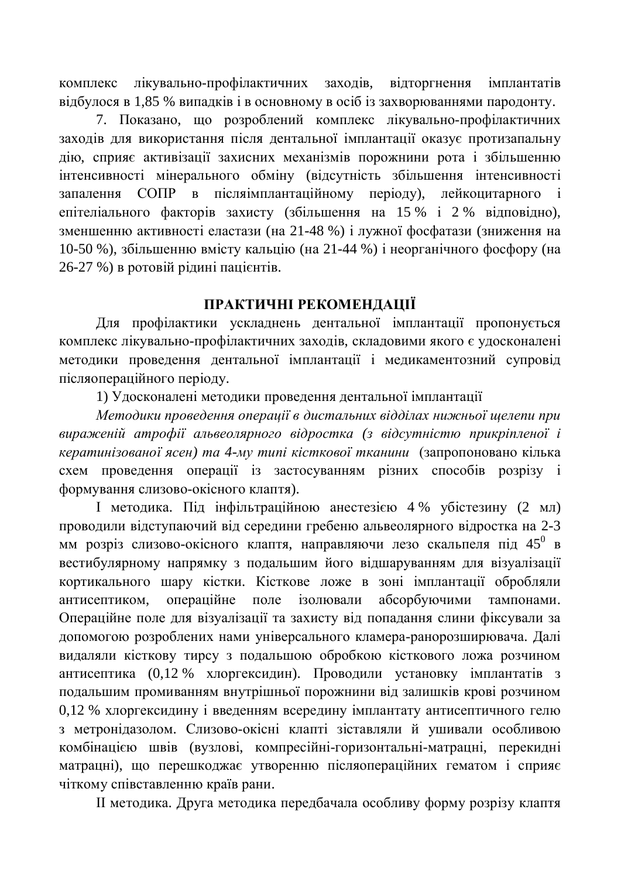комплекс лікувально-профілактичних заходів, відторгнення імплантатів відбулося в 1,85 % випадків і в основному в осіб із захворюваннями пародонту.

7. Показано, що розроблений комплекс лікувально-профілактичних заходів для використання після дентальної імплантації оказує протизапальну дію, сприяє активізації захисних механізмів порожнини рота і збільшенню інтенсивності мінерального обміну (відсутність збільшення інтенсивності запалення СОПР в післяімплантаційному періоду), лейкоцитарного і епітеліального факторів захисту (збільшення на 15 % і 2 % відповідно), зменшенню активності еластази (на 21-48 %) і лужної фосфатази (зниження на 10-50 %), збільшенню вмісту кальцію (на 21-44 %) і неорганічного фосфору (на 26-27 %) в ротовій рідині пацієнтів.

## ПРАКТИЧНІ РЕКОМЕНДАЦІЇ

Для профілактики ускладнень дентальної імплантації пропонується комплекс лікувально-профілактичних заходів, складовими якого є удосконалені методики проведення дентальної імплантації і медикаментозний супровід післяопераційного періоду.

1) Удосконалені методики проведення дентальної імплантації

*Методики проведення операції в дистальних відділах нижньої щелепи при вираженій атрофії альвеолярного відростка (з відсутністю прикріпленої і кератинізованої ясен) та 4-му типі кісткової тканини* (запропоновано кілька схем проведення операції із застосуванням різних способів розрізу і формування слизово-окісного клаптя).

I методика. Під інфільтраційною анестезією 4 % убістезину (2 мл) проводили відступаючий від середини гребеню альвеолярного відростка на 2-3 мм розріз слизово-окісного клаптя, направляючи лезо скальпеля під $45^0$ в вестибулярному напрямку з подальшим його відшаруванням для візуалізації кортикального шару кістки. Кісткове ложе в зоні імплантації обробляли антисептиком, операційне поле ізолювали абсорбуючими тампонами. Операційне поле для візуалізації та захисту від попадання слини фіксували за допомогою розроблених нами універсального кламера-ранорозширювача. Далі видаляли кісткову тирсу з подальшою обробкою кісткового ложа розчином антисептика (0,12 % хлоргексидин). Проводили установку імплантатів з подальшим промиванням внутрішньої порожнини від залишків крові розчином 0,12 % хлоргексидину і введенням всередину імплантату антисептичного гелю з метронідазолом. Слизово-окісні клапті зіставляли й ушивали особливою комбінацією швів (вузлові, компресійні-горизонтальні-матрацні, перекидні матрацні), що перешкоджає утворенню післяопераційних гематом і сприяє чіткому співставленню країв рани.

II методика. Друга методика передбачала особливу форму розрізу клаптя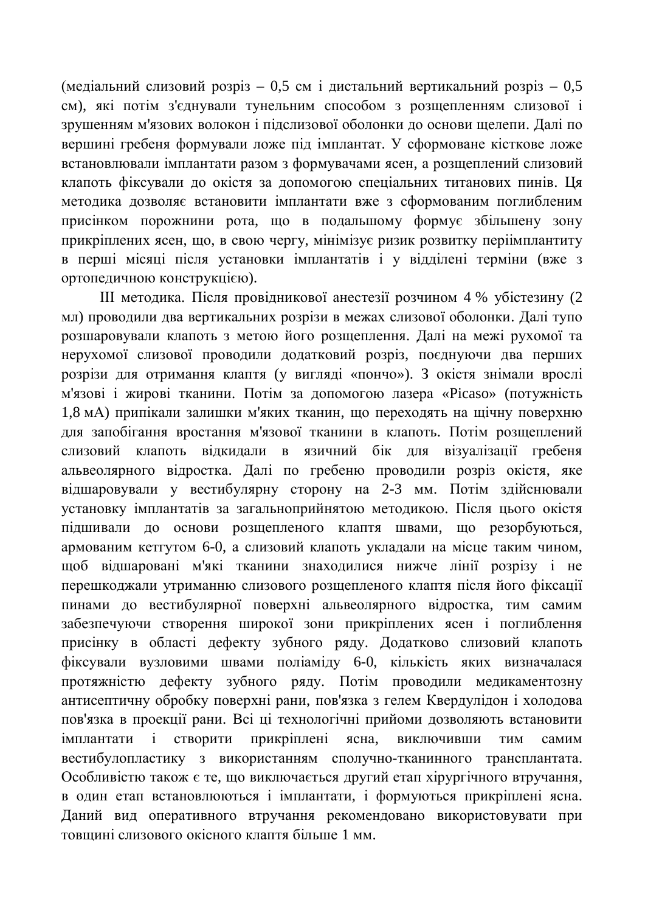(медіальний слизовий розріз – 0,5 см і дистальний вертикальний розріз – 0,5 см), які потім з'єднували тунельним способом з розщепленням слизової і зрушенням м'язових волокон і підслизової оболонки до основи щелепи. Далі по вершині гребеня формували ложе під імплантат. У сформоване кісткове ложе встановлювали імплантати разом з формувачами ясен, а розщеплений слизовий клапоть фіксували до окістя за допомогою спеціальних титанових пинів. Ця методика дозволяє встановити імплантати вже з сформованим поглибленим присінком порожнини рота, що в подальшому формує збільшену зону прикріплених ясен, що, в свою чергу, мінімізує ризик розвитку периімплантиту в перші місяці після установки імплантатів і у відділені терміни (вже з ортопедичною конструкцією).

ІІІ методика. Після провідникової анестезії розчином 4 % убістезину (2 мл) проводили два вертикальних розрізи в межах слизової оболонки. Далі тупо розшаровували клапоть з метою його розщеплення. Далі на межі рухомої та нерухомої слизової проводили додатковий розріз, поєднуючи два перших розрізи для отримання клаптя (у вигляді «пончо»). З окістя знімали врослі м'язові і жирові тканини. Потім за допомогою лазера «Picaso» (потужність 1,8 мА) припікали залишки м'яких тканин, що переходять на щічну поверхню для запобігання вростання м'язової тканини в клапоть. Потім розщеплений слизовий клапоть відкидали в язичний бік для візуалізації гребеня альвеолярного відростка. Далі по гребеню проводили розріз окістя, яке відшаровували у вестибулярну сторону на 2-3 мм. Потім здійснювали установку імплантатів за загальноприйнятою методикою. Після цього окістя підшивали до основи розщепленого клаптя швами, що резорбуються, армованим кетгутом 6-0, а слизовий клапоть укладали на місце таким чином, щоб відшаровані м'які тканини знаходилися нижче лінії розрізу і не перешкоджали утриманню слизового розщепленого клаптя після його фіксації пинами до вестибулярної поверхні альвеолярного відростка, тим самим забезпечуючи створення широкої зони прикріплених ясен і поглиблення присінку в області дефекту зубного ряду. Додатково слизовий клапоть фіксували вузловими швами поліаміду 6-0, кількість яких визначалася протяжністю дефекту зубного ряду. Потім проводили медикаментозну антисептичну обробку поверхні рани, пов'язка з гелем Квердулідон і холодова пов'язка в проекції рани. Всі ці технологічні прийоми дозволяють встановити імплантати і створити прикріплені ясна, виключивши тим самим вестибулопластику з використанням сполучно-тканинного трансплантата. Особливістю також є те, що виключається другий етап хірургічного втручання, в один етап встановлюються і імплантати, і формуються прикріплені ясна. Даний вид оперативного втручання рекомендовано використовувати при товщині слизового окісного клаптя більше 1 мм.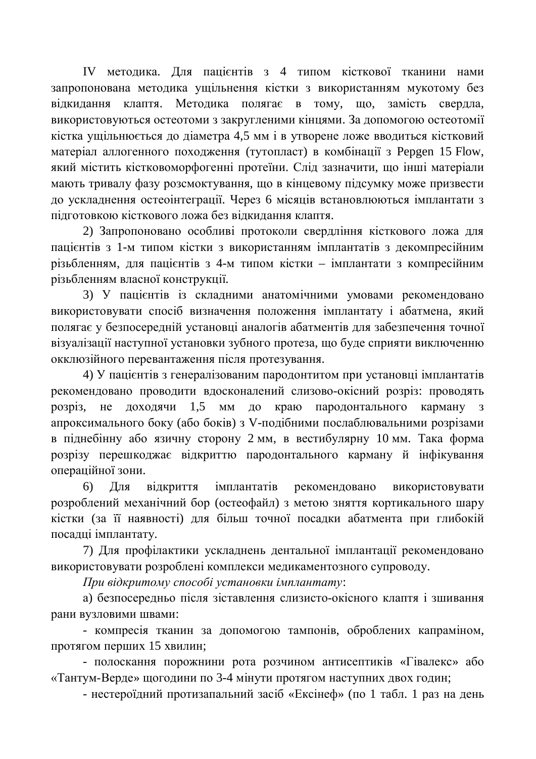IV методика. Для пацієнтів з 4 типом кісткової тканини нами запропонована методика ущільнення кістки з використанням мукотому без відкидання клаптя. Методика полягає в тому, що, замість свердла, використовуються остеотоми з закругленими кінцями. За допомогою остеотомії кістка ущільнюється до діаметра 4,5 мм і в утворене ложе вводиться кістковий матеріал аллогенного походження (тутопласт) в комбінації з Pepgen 15 Flow, який містить кістковоморфогенні протеїни. Слід зазначити, що інші матеріали мають тривалу фазу розсмоктування, що в кінцевому підсумку може призвести до ускладнення остеоінтеграції. Через 6 місяців встановлюються імплантати з підготовкою кісткового ложа без відкидання клаптя.

2) Запропоновано особливі протоколи свердління кісткового ложа для пацієнтів з 1-м типом кістки з використанням імплантатів з декомпресійним різьбленням, для пацієнтів з 4-м типом кістки – імплантати з компресійним різьбленням власної конструкції.

3) У пацієнтів із складними анатомічними умовами рекомендовано використовувати спосіб визначення положення імплантату і абатмена, який полягає у безпосередній установці аналогів абатментів для забезпечення точної візуалізації наступної установки зубного протеза, що буде сприяти виключенню окклюзійного перевантаження після протезування.

4) У пацієнтів з генералізованим пародонтитом при установці імплантатів рекомендовано проводити вдосконалений слизово-окісний розріз: проводять розріз, не доходячи 1,5 мм до краю пародонтального карману з апроксимального боку (або боків) з V-подібними послаблювальними розрізами в піднебінну або язичну сторону 2 мм, в вестибулярну 10 мм. Така форма розрізу перешкоджає відкриттю пародонтального карману й інфікування операційної зони.

6) Для відкриття імплантатів рекомендовано використовувати розроблений механічний бор (остеофайл) з метою зняття кортикального шару кістки (за її наявності) для більш точної посадки абатмента при глибокій посадці імплантату.

7) Для профілактики ускладнень дентальної імплантації рекомендовано використовувати розроблені комплекси медикаментозного супроводу.

*При відкритому способі установки імплантату*:

а) безпосередньо після зіставлення слизисто-окісного клаптя і зшивання рани вузловими швами:

- компресія тканин за допомогою тампонів, оброблених капраміном, протягом перших 15 хвилин;

- полоскання порожнини рота розчином антисептиків «Гівалекс» або «Тантум-Верде» щогодини по 3-4 мінути протягом наступних двох годин;

- нестероїдний протизапальний засіб «Ексінеф» (по 1 табл. 1 раз на день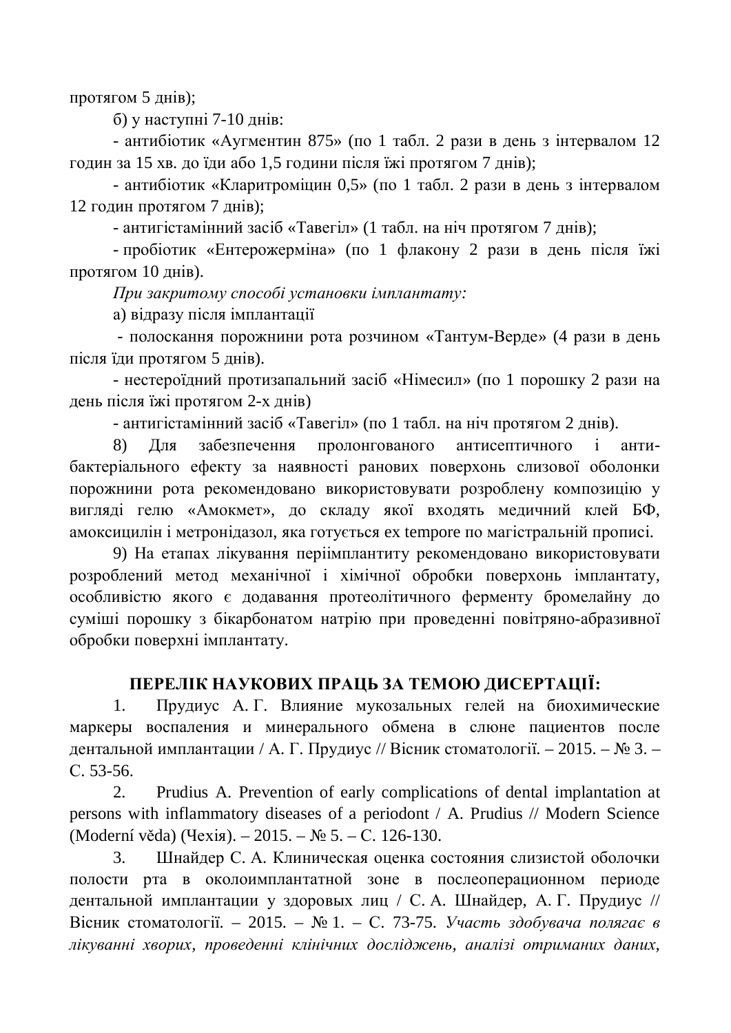протягом 5 днів);

б) у наступні 7-10 днів:

- антибіотик «Аугментин 875» (по 1 табл. 2 рази в день з інтервалом 12 годин за 15 хв. до їди або 1,5 години після їжі протягом 7 днів);

- антибіотик «Кларитроміцин 0,5» (по 1 табл. 2 рази в день з інтервалом 12 годин протягом 7 днів);

- антигістамінний засіб «Тавегіл» (1 табл. на ніч протягом 7 днів);

- пробіотик «Ентерожерміна» (по 1 флакону 2 рази в день після їжі протягом 10 днів).

*При закритому способі установки імплантату:*

а) відразу після імплантації

- полоскання порожнини рота розчином «Тантум-Верде» (4 рази в день після їди протягом 5 днів).

- нестероїдний протизапальний засіб «Німесил» (по 1 порошку 2 рази на день після їжі протягом 2-х днів)

- антигістамінний засіб «Тавегіл» (по 1 табл. на ніч протягом 2 днів).

8) Для забезпечення пролонгованого антисептичного і антибактеріального ефекту за наявності ранових поверхонь слизової оболонки порожнини рота рекомендовано використовувати розроблену композицію у вигляді гелю «Амокмет», до складу якої входять медичний клей БФ, амоксицилін і метронідазол, яка готується ex tempore по магістральній прописі.

9) На етапах лікування періімплантиту рекомендовано використовувати розроблений метод механічної і хімічної обробки поверхонь імплантату, особливістю якого є додавання протеолітичного ферменту бромелайну до суміші порошку з бікарбонатом натрію при проведенні повітряно-абразивної обробки поверхні імплантату.

## ПЕРЕЛІК НАУКОВИХ ПРАЦЬ ЗА ТЕМОЮ ДИСЕРТАЦІЇ:

1. Прудиус А. Г. Влияние мукозальных гелей на биохимические маркеры воспаления и минерального обмена в слюне пациентов после дентальной имплантации / А. Г. Прудиус // Вісник стоматології. – 2015. – № 3. – С. 53-56.

2. Prudius A. Prevention of early complications of dental implantation at persons with inflammatory diseases of a periodont / A. Prudius // Modern Science (Moderní věda) (Чехія). – 2015. – № 5. – С. 126-130.

3. Шнайдер С. А. Клиническая оценка состояния слизистой оболочки полости рта в околоимплантатной зоне в послеоперационном периоде дентальной имплантации у здоровых лиц / С. А. Шнайдер, А. Г. Прудиус // Вісник стоматології. – 2015. – № 1. – С. 73-75. *Участь здобувача полягає в лікуванні хворих, проведенні клінічних досліджень, аналізі отриманих даних,*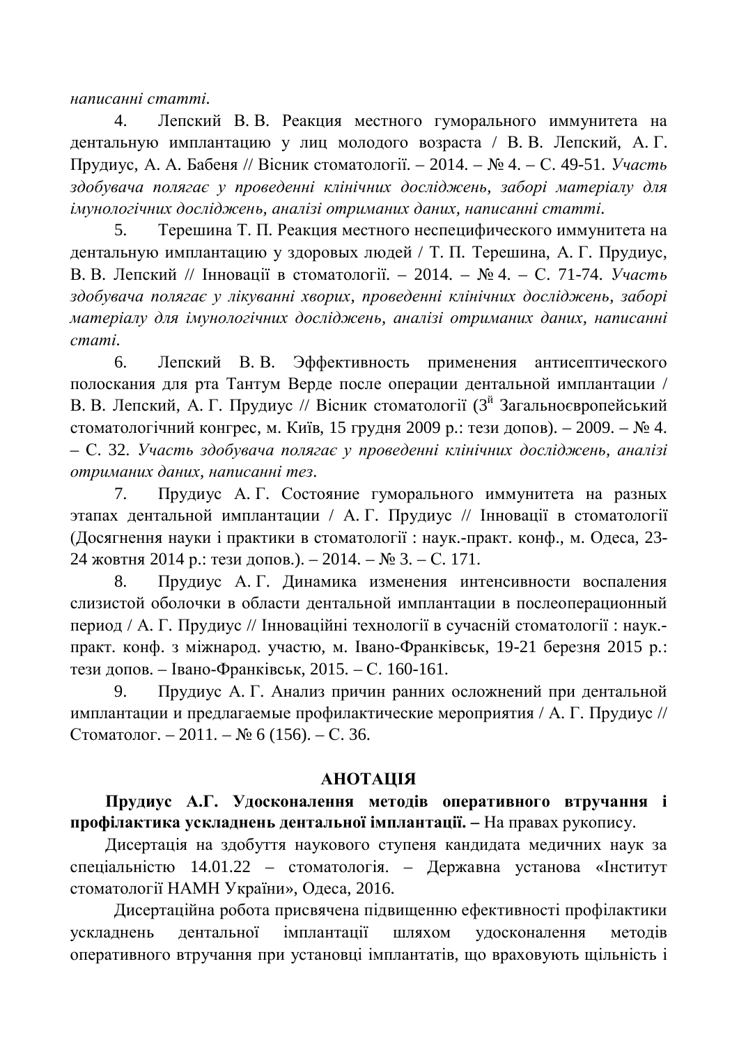*написанні статті.*

4. Лепский В. В. Реакция местного гуморального иммунитета на дентальную имплантацию у лиц молодого возраста / В. В. Лепский, А. Г. Прудиус, А. А. Бабеня // Вісник стоматології. – 2014. – № 4. – С. 49-51. *Участь здобувача полягає у проведенні клінічних досліджень, заборі матеріалу для імунологічних досліджень, аналізі отриманих даних, написанні статті.*

5. Терешина Т. П. Реакция местного неспецифического иммунитета на дентальную имплантацию у здоровых людей / Т. П. Терешина, А. Г. Прудиус, В. В. Лепский // Інновації в стоматології. – 2014. – № 4. – С. 71-74. *Участь здобувача полягає у лікуванні хворих, проведенні клінічних досліджень, заборі матеріалу для імунологічних досліджень, аналізі отриманих даних, написанні статі.*

6. Лепский В. В. Эффективность применения антисептического полоскания для рта Тантум Верде после операции дентальной имплантации / В. В. Лепский, А. Г. Прудиус // Вісник стоматології (3[й] Загальноєвропейський стоматологічний конгрес, м. Київ, 15 грудня 2009 р.: тези допов). – 2009. – № 4. – С. 32. *Участь здобувача полягає у проведенні клінічних досліджень, аналізі отриманих даних, написанні тез.*

7. Прудиус А. Г. Состояние гуморального иммунитета на разных этапах дентальной имплантации / А. Г. Прудиус // Інновації в стоматології (Досягнення науки і практики в стоматології : наук.-практ. конф., м. Одеса, 23-24 жовтня 2014 р.: тези допов.). – 2014. – № 3. – С. 171.

8. Прудиус А. Г. Динамика изменения интенсивности воспаления слизистой оболочки в области дентальной имплантации в послеоперационный период / А. Г. Прудиус // Інноваційні технології в сучасній стоматології : наук.-практ. конф. з міжнарод. участю, м. Івано-Франківськ, 19-21 березня 2015 р.: тези допов. – Івано-Франківськ, 2015. – С. 160-161.

9. Прудиус А. Г. Анализ причин ранних осложнений при дентальной имплантации и предлагаемые профилактические мероприятия / А. Г. Прудиус // Стоматолог. – 2011. – № 6 (156). – С. 36.

## АНОТАЦІЯ

**Прудиус А.Г. Удосконалення методів оперативного втручання і профілактика ускладнень дентальної імплантації. –** На правах рукопису.

Дисертація на здобуття наукового ступеня кандидата медичних наук за спеціальністю 14.01.22 – стоматологія. – Державна установа «Інститут стоматології НАМН України», Одеса, 2016.

Дисертаційна робота присвячена підвищенню ефективності профілактики ускладнень дентальної імплантації шляхом удосконалення методів оперативного втручання при установці імплантатів, що враховують щільність і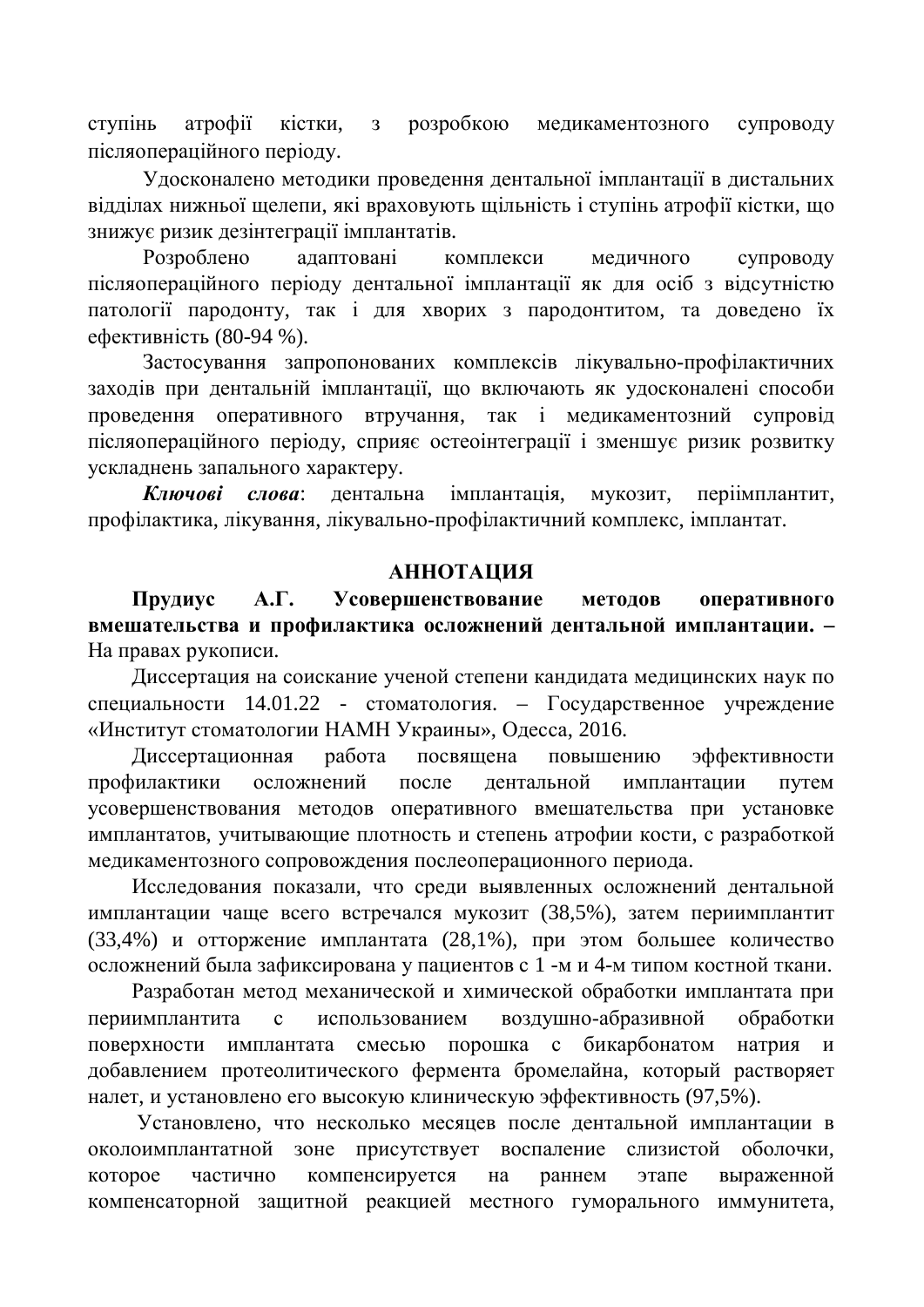ступінь атрофії кістки, з розробкою медикаментозного супроводу післяопераційного періоду.

Удосконалено методики проведення дентальної імплантації в дистальних відділах нижньої щелепи, які враховують щільність і ступінь атрофії кістки, що знижує ризик дезінтеграції імплантатів.

Розроблено адаптовані комплекси медичного супроводу післяопераційного періоду дентальної імплантації як для осіб з відсутністю патології пародонту, так і для хворих з пародонтитом, та доведено їх ефективність (80-94 %).

Застосування запропонованих комплексів лікувально-профілактичних заходів при дентальній імплантації, що включають як удосконалені способи проведення оперативного втручання, так і медикаментозний супровід післяопераційного періоду, сприяє остеоінтеграції і зменшує ризик розвитку ускладнень запального характеру.

***Ключові слова***: дентальна імплантація, мукозит, періімплантит, профілактика, лікування, лікувально-профілактичний комплекс, імплантат.

## АННОТАЦИЯ

**Прудиус А.Г. Усовершенствование методов оперативного вмешательства и профилактика осложнений дентальной имплантации. –** На правах рукописи.

Диссертация на соискание ученой степени кандидата медицинских наук по специальности 14.01.22 - стоматология. – Государственное учреждение «Институт стоматологии НАМН Украины», Одесса, 2016.

Диссертационная работа посвящена повышению эффективности профилактики осложнений после дентальной имплантации путем усовершенствования методов оперативного вмешательства при установке имплантатов, учитывающие плотность и степень атрофии кости, с разработкой медикаментозного сопровождения послеоперационного периода.

Исследования показали, что среди выявленных осложнений дентальной имплантации чаще всего встречался мукозит (38,5%), затем периимплантит (33,4%) и отторжение имплантата (28,1%), при этом большее количество осложнений была зафиксирована у пациентов с 1 -м и 4-м типом костной ткани.

Разработан метод механической и химической обработки имплантата при периимплантита с использованием воздушно-абразивной обработки поверхности имплантата смесью порошка с бикарбонатом натрия и добавлением протеолитического фермента бромелайна, который растворяет налет, и установлено его высокую клиническую эффективность (97,5%).

Установлено, что несколько месяцев после дентальной имплантации в околоимплантатной зоне присутствует воспаление слизистой оболочки, которое частично компенсируется на раннем этапе выраженной компенсаторной защитной реакцией местного гуморального иммунитета,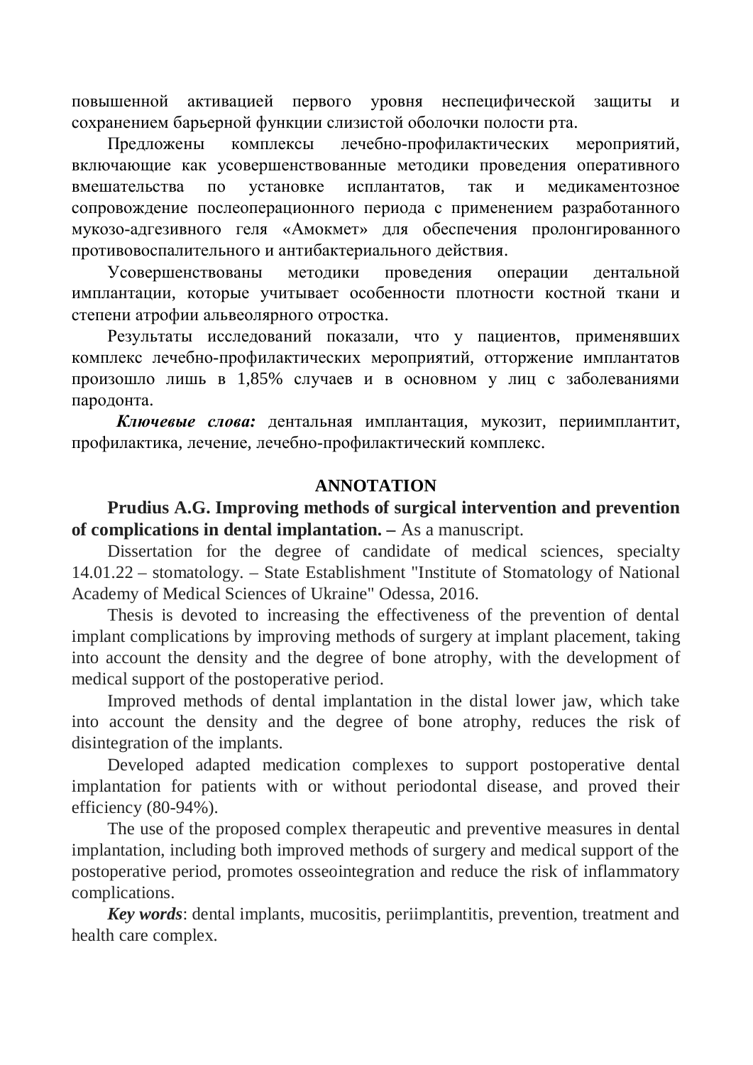повышенной активацией первого уровня неспецифической защиты и сохранением барьерной функции слизистой оболочки полости рта.

Предложены комплексы лечебно-профилактических мероприятий, включающие как усовершенствованные методики проведения оперативного вмешательства по установке исплантатов, так и медикаментозное сопровождение послеоперационного периода с применением разработанного мукозо-адгезивного геля «Амокмет» для обеспечения пролонгированного противовоспалительного и антибактериального действия.

Усовершенствованы методики проведения операции дентальной имплантации, которые учитывает особенности плотности костной ткани и степени атрофии альвеолярного отростка.

Результаты исследований показали, что у пациентов, применявших комплекс лечебно-профилактических мероприятий, отторжение имплантатов произошло лишь в 1,85% случаев и в основном у лиц с заболеваниями пародонта.

***Ключевые слова:*** дентальная имплантация, мукозит, периимплантит, профилактика, лечение, лечебно-профилактический комплекс.

## ANNOTATION

**Prudius A.G. Improving methods of surgical intervention and prevention of complications in dental implantation. –** As a manuscript.

Dissertation for the degree of candidate of medical sciences, specialty 14.01.22 – stomatology. – State Establishment "Institute of Stomatology of National Academy of Medical Sciences of Ukraine" Odessa, 2016.

Thesis is devoted to increasing the effectiveness of the prevention of dental implant complications by improving methods of surgery at implant placement, taking into account the density and the degree of bone atrophy, with the development of medical support of the postoperative period.

Improved methods of dental implantation in the distal lower jaw, which take into account the density and the degree of bone atrophy, reduces the risk of disintegration of the implants.

Developed adapted medication complexes to support postoperative dental implantation for patients with or without periodontal disease, and proved their efficiency (80-94%).

The use of the proposed complex therapeutic and preventive measures in dental implantation, including both improved methods of surgery and medical support of the postoperative period, promotes osseointegration and reduce the risk of inflammatory complications.

***Key words***: dental implants, mucositis, periimplantitis, prevention, treatment and health care complex.